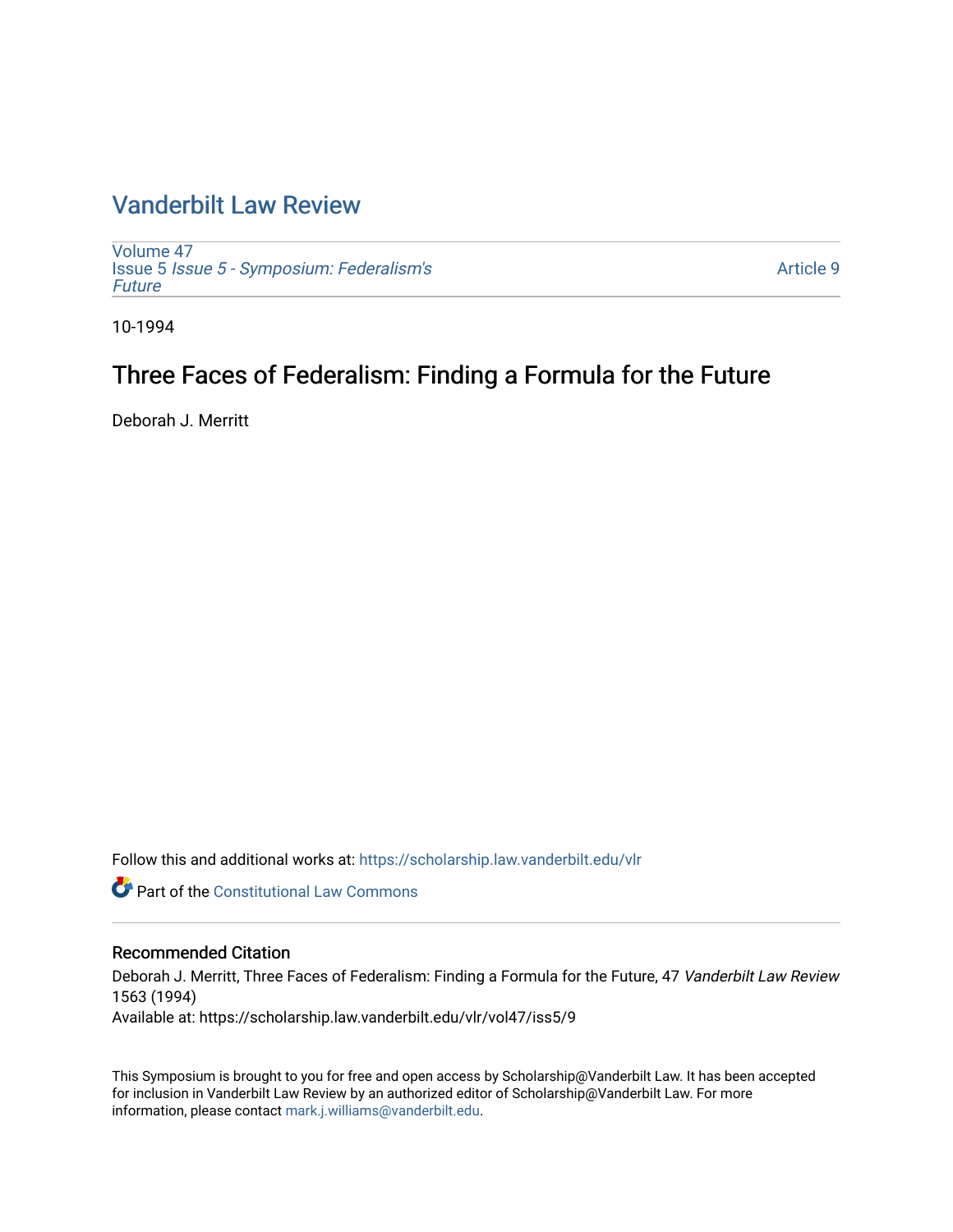# Vanderbilt Law Review

Volume 47
Issue 5 *Issue 5 - Symposium: Federalism's Future*

Article 9

10-1994

## Three Faces of Federalism: Finding a Formula for the Future

Deborah J. Merritt

Follow this and additional works at: https://scholarship.law.vanderbilt.edu/vlr

Part of the Constitutional Law Commons

### Recommended Citation

Deborah J. Merritt, Three Faces of Federalism: Finding a Formula for the Future, 47 *Vanderbilt Law Review* 1563 (1994)
Available at: https://scholarship.law.vanderbilt.edu/vlr/vol47/iss5/9

This Symposium is brought to you for free and open access by Scholarship@Vanderbilt Law. It has been accepted for inclusion in Vanderbilt Law Review by an authorized editor of Scholarship@Vanderbilt Law. For more information, please contact mark.j.williams@vanderbilt.edu.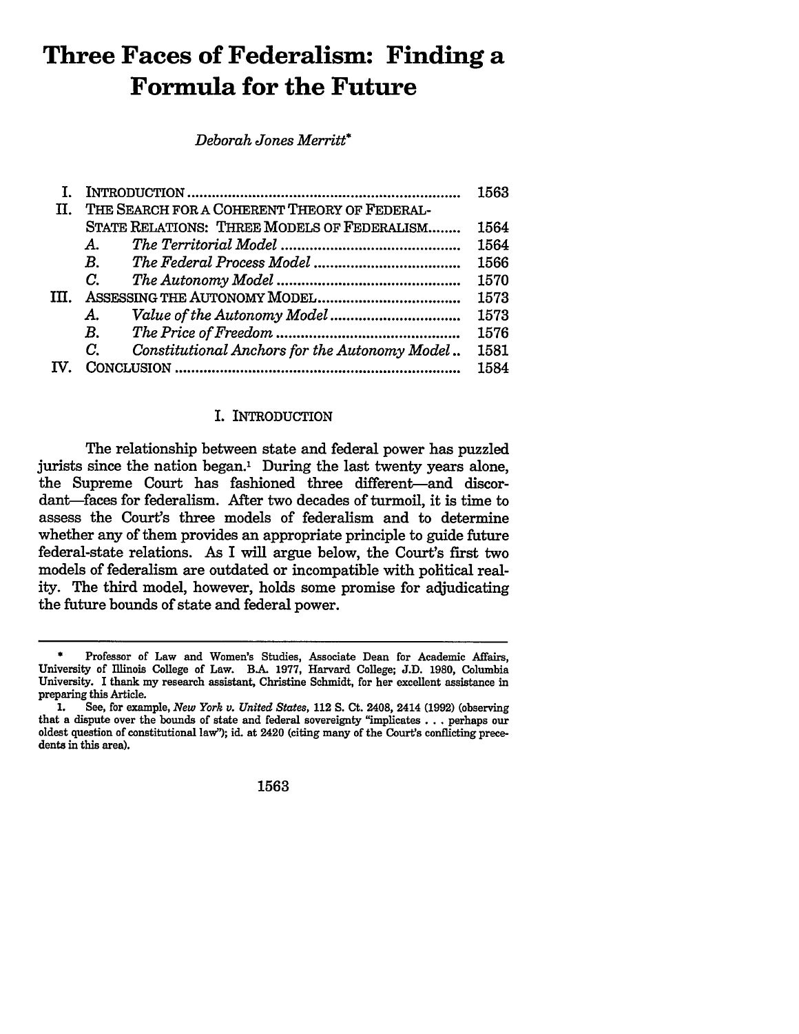# Three Faces of Federalism: Finding a Formula for the Future

*Deborah Jones Merritt**

| | | | |
|---|---|---|---|
| I. | INTRODUCTION | | 1563 |
| II. | THE SEARCH FOR A COHERENT THEORY OF FEDERAL-STATE RELATIONS: THREE MODELS OF FEDERALISM | | 1564 |
| | *A.* | *The Territorial Model* | 1564 |
| | *B.* | *The Federal Process Model* | 1566 |
| | *C.* | *The Autonomy Model* | 1570 |
| III. | ASSESSING THE AUTONOMY MODEL | | 1573 |
| | *A.* | *Value of the Autonomy Model* | 1573 |
| | *B.* | *The Price of Freedom* | 1576 |
| | *C.* | *Constitutional Anchors for the Autonomy Model* | 1581 |
| IV. | CONCLUSION | | 1584 |

## I. INTRODUCTION

The relationship between state and federal power has puzzled jurists since the nation began.[1] During the last twenty years alone, the Supreme Court has fashioned three different—and discordant—faces for federalism. After two decades of turmoil, it is time to assess the Court's three models of federalism and to determine whether any of them provides an appropriate principle to guide future federal-state relations. As I will argue below, the Court's first two models of federalism are outdated or incompatible with political reality. The third model, however, holds some promise for adjudicating the future bounds of state and federal power.

---

\* Professor of Law and Women's Studies, Associate Dean for Academic Affairs, University of Illinois College of Law. B.A. 1977, Harvard College; J.D. 1980, Columbia University. I thank my research assistant, Christine Schmidt, for her excellent assistance in preparing this Article.

1. See, for example, *New York v. United States*, 112 S. Ct. 2408, 2414 (1992) (observing that a dispute over the bounds of state and federal sovereignty "implicates . . . perhaps our oldest question of constitutional law"); id. at 2420 (citing many of the Court's conflicting precedents in this area).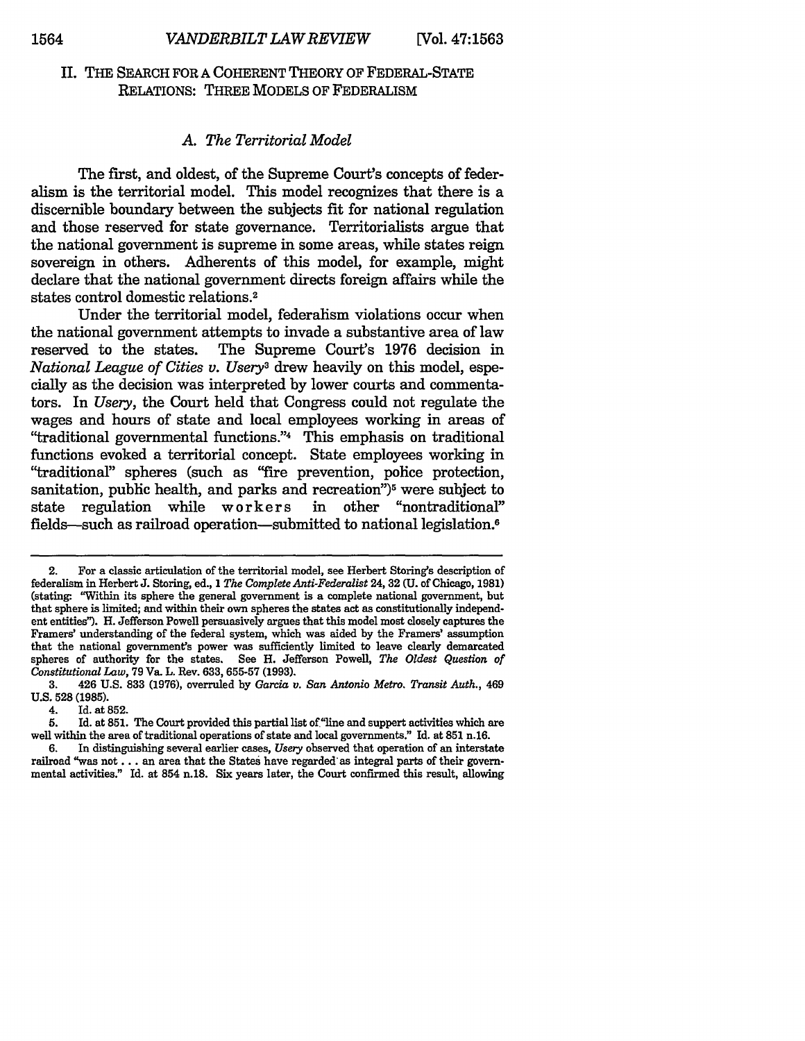## II. THE SEARCH FOR A COHERENT THEORY OF FEDERAL-STATE RELATIONS: THREE MODELS OF FEDERALISM

### A. The Territorial Model

The first, and oldest, of the Supreme Court's concepts of federalism is the territorial model. This model recognizes that there is a discernible boundary between the subjects fit for national regulation and those reserved for state governance. Territorialists argue that the national government is supreme in some areas, while states reign sovereign in others. Adherents of this model, for example, might declare that the national government directs foreign affairs while the states control domestic relations.[2]

Under the territorial model, federalism violations occur when the national government attempts to invade a substantive area of law reserved to the states. The Supreme Court's 1976 decision in *National League of Cities v. Usery*[3] drew heavily on this model, especially as the decision was interpreted by lower courts and commentators. In *Usery*, the Court held that Congress could not regulate the wages and hours of state and local employees working in areas of "traditional governmental functions."[4] This emphasis on traditional functions evoked a territorial concept. State employees working in "traditional" spheres (such as "fire prevention, police protection, sanitation, public health, and parks and recreation")[5] were subject to state regulation while workers in other "nontraditional" fields—such as railroad operation—submitted to national legislation.[6]

---

2. For a classic articulation of the territorial model, see Herbert Storing's description of federalism in Herbert J. Storing, ed., 1 *The Complete Anti-Federalist* 24, 32 (U. of Chicago, 1981) (stating: "Within its sphere the general government is a complete national government, but that sphere is limited; and within their own spheres the states act as constitutionally independent entities"). H. Jefferson Powell persuasively argues that this model most closely captures the Framers' understanding of the federal system, which was aided by the Framers' assumption that the national government's power was sufficiently limited to leave clearly demarcated spheres of authority for the states. See H. Jefferson Powell, *The Oldest Question of Constitutional Law*, 79 Va. L. Rev. 633, 655-57 (1993).

3. 426 U.S. 833 (1976), overruled by *Garcia v. San Antonio Metro. Transit Auth.*, 469 U.S. 528 (1985).

4. Id. at 852.

5. Id. at 851. The Court provided this partial list of "line and suppert activities which are well within the area of traditional operations of state and local governments." Id. at 851 n.16.

6. In distinguishing several earlier cases, *Usery* observed that operation of an interstate railroad "was not . . . an area that the States have regarded as integral parts of their governmental activities." Id. at 854 n.18. Six years later, the Court confirmed this result, allowing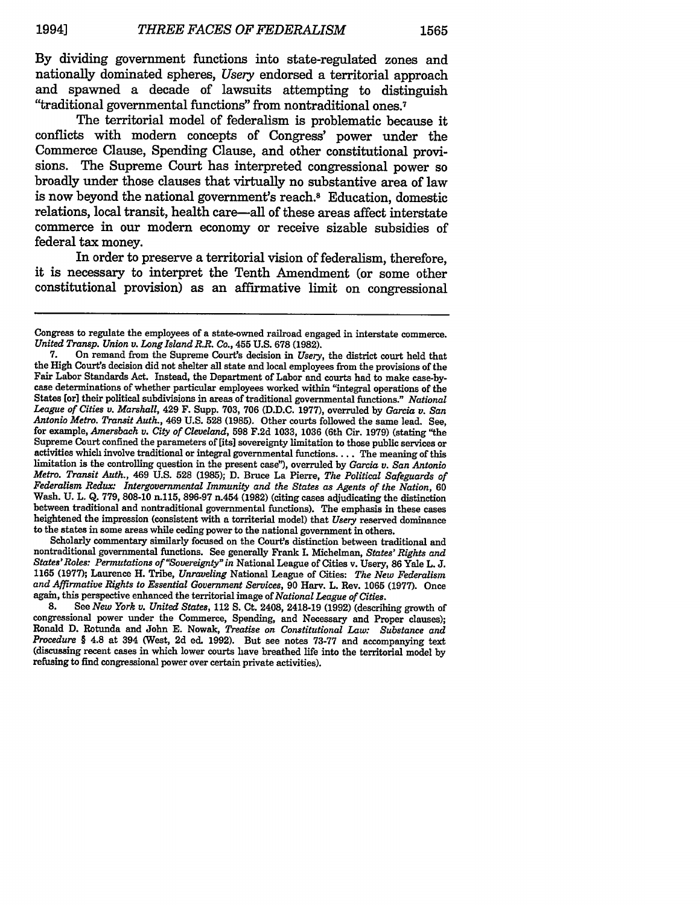By dividing government functions into state-regulated zones and nationally dominated spheres, *Usery* endorsed a territorial approach and spawned a decade of lawsuits attempting to distinguish "traditional governmental functions" from nontraditional ones.[7]

The territorial model of federalism is problematic because it conflicts with modern concepts of Congress' power under the Commerce Clause, Spending Clause, and other constitutional provisions. The Supreme Court has interpreted congressional power so broadly under those clauses that virtually no substantive area of law is now beyond the national government's reach.[8] Education, domestic relations, local transit, health care—all of these areas affect interstate commerce in our modern economy or receive sizable subsidies of federal tax money.

In order to preserve a territorial vision of federalism, therefore, it is necessary to interpret the Tenth Amendment (or some other constitutional provision) as an affirmative limit on congressional

---

Congress to regulate the employees of a state-owned railroad engaged in interstate commerce. *United Transp. Union v. Long Island R.R. Co.*, 455 U.S. 678 (1982).

7. On remand from the Supreme Court's decision in *Usery*, the district court held that the High Court's decision did not shelter all state and local employees from the provisions of the Fair Labor Standards Act. Instead, the Department of Labor and courts had to make case-by-case determinations of whether particular employees worked within "integral operations of the States [or] their political subdivisions in areas of traditional governmental functions." *National League of Cities v. Marshall*, 429 F. Supp. 703, 706 (D.D.C. 1977), overruled by *Garcia v. San Antonio Metro. Transit Auth.*, 469 U.S. 528 (1985). Other courts followed the same lead. See, for example, *Amersbach v. City of Cleveland*, 598 F.2d 1033, 1036 (6th Cir. 1979) (stating "the Supreme Court confined the parameters of [its] sovereignty limitation to those public services or activities which involve traditional or integral governmental functions. . . . The meaning of this limitation is the controlling question in the present case"), overruled by *Garcia v. San Antonio Metro. Transit Auth.*, 469 U.S. 528 (1985); D. Bruce La Pierre, *The Political Safeguards of Federalism Redux: Intergovernmental Immunity and the States as Agents of the Nation*, 60 Wash. U. L. Q. 779, 808-10 n.115, 896-97 n.454 (1982) (citing cases adjudicating the distinction between traditional and nontraditional governmental functions). The emphasis in these cases heightened the impression (consistent with a torriterial model) that *Usery* reserved dominance to the states in some areas while ceding power to the national government in others.

Scholarly commentary similarly focused on the Court's distinction between traditional and nontraditional governmental functions. See generally Frank I. Michelman, *States' Rights and States' Roles: Permutations of "Sovereignty" in* National League of Cities v. Usery, 86 Yale L. J. 1165 (1977); Laurence H. Tribe, *Unraveling* National League of Cities: *The New Federalism and Affirmative Rights to Essential Government Services*, 90 Harv. L. Rev. 1065 (1977). Once again, this perspective enhanced the territorial image of *National League of Cities*.

8. See *New York v. United States*, 112 S. Ct. 2408, 2418-19 (1992) (describing growth of congressional power under the Commerce, Spending, and Necessary and Proper clauses); Ronald D. Rotunda and John E. Nowak, *Treatise on Constitutional Law: Substance and Procedure* § 4.8 at 394 (West, 2d ed. 1992). But see notes 73-77 and accompanying text (discussing recent cases in which lower courts have breathed life into the territorial model by refusing to find congressional power over certain private activities).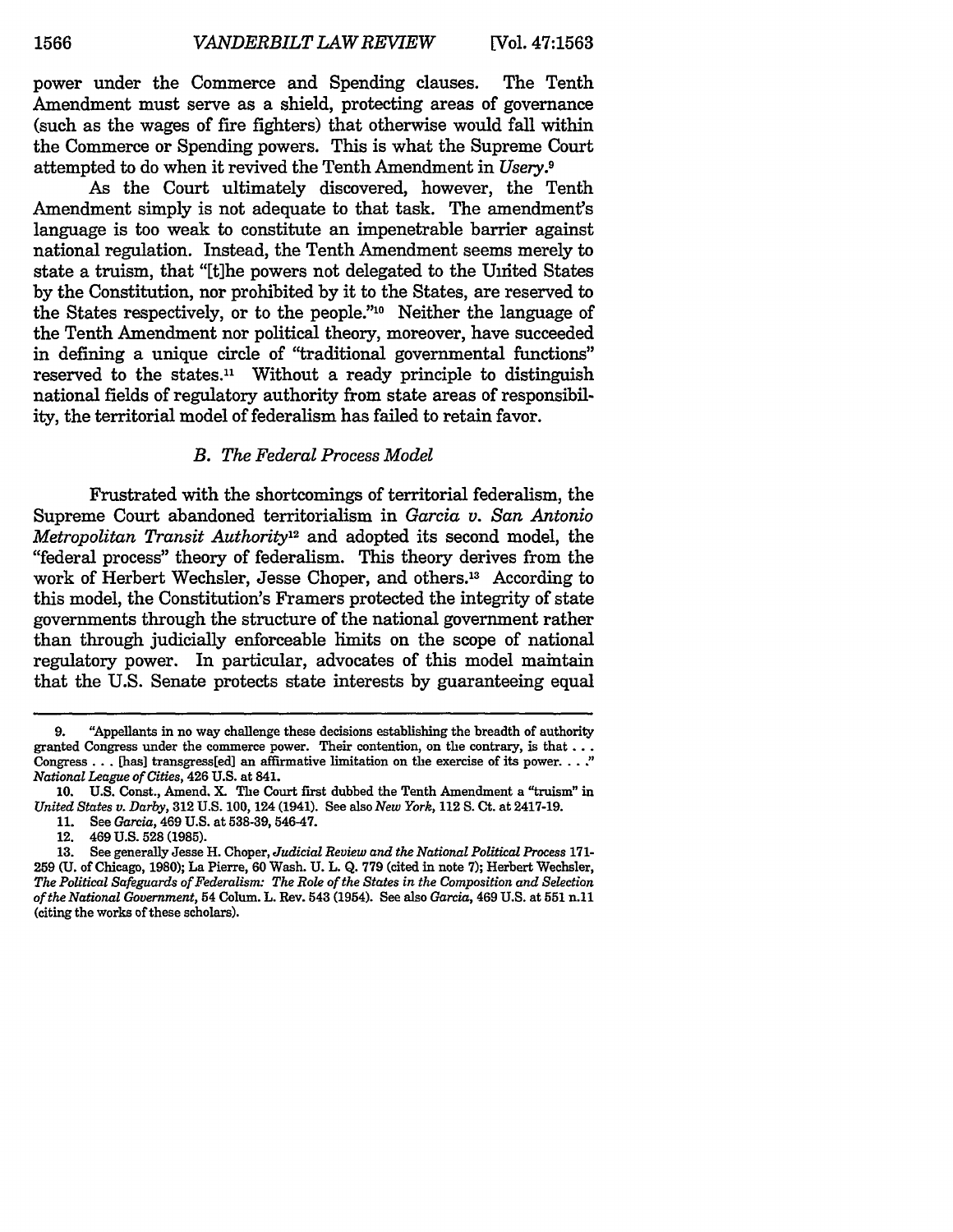power under the Commerce and Spending clauses. The Tenth Amendment must serve as a shield, protecting areas of governance (such as the wages of fire fighters) that otherwise would fall within the Commerce or Spending powers. This is what the Supreme Court attempted to do when it revived the Tenth Amendment in *Usery*.[9]

As the Court ultimately discovered, however, the Tenth Amendment simply is not adequate to that task. The amendment's language is too weak to constitute an impenetrable barrier against national regulation. Instead, the Tenth Amendment seems merely to state a truism, that "[t]he powers not delegated to the United States by the Constitution, nor prohibited by it to the States, are reserved to the States respectively, or to the people."[10] Neither the language of the Tenth Amendment nor political theory, moreover, have succeeded in defining a unique circle of "traditional governmental functions" reserved to the states.[11] Without a ready principle to distinguish national fields of regulatory authority from state areas of responsibility, the territorial model of federalism has failed to retain favor.

### *B. The Federal Process Model*

Frustrated with the shortcomings of territorial federalism, the Supreme Court abandoned territorialism in *Garcia v. San Antonio Metropolitan Transit Authority*[12] and adopted its second model, the "federal process" theory of federalism. This theory derives from the work of Herbert Wechsler, Jesse Choper, and others.[13] According to this model, the Constitution's Framers protected the integrity of state governments through the structure of the national government rather than through judicially enforceable limits on the scope of national regulatory power. In particular, advocates of this model maintain that the U.S. Senate protects state interests by guaranteeing equal

---

9. "Appellants in no way challenge these decisions establishing the breadth of authority granted Congress under the commerce power. Their contention, on the contrary, is that . . . Congress . . . [has] transgress[ed] an affirmative limitation on the exercise of its power. . . ." *National League of Cities*, 426 U.S. at 841.

10. U.S. Const., Amend. X. The Court first dubbed the Tenth Amendment a "truism" in *United States v. Darby*, 312 U.S. 100, 124 (1941). See also *New York*, 112 S. Ct. at 2417-19.

11. See *Garcia*, 469 U.S. at 538-39, 546-47.

12. 469 U.S. 528 (1985).

13. See generally Jesse H. Choper, *Judicial Review and the National Political Process* 171-259 (U. of Chicago, 1980); La Pierre, 60 Wash. U. L. Q. 779 (cited in note 7); Herbert Wechsler, *The Political Safeguards of Federalism: The Role of the States in the Composition and Selection of the National Government*, 54 Colum. L. Rev. 543 (1954). See also *Garcia*, 469 U.S. at 551 n.11 (citing the works of these scholars).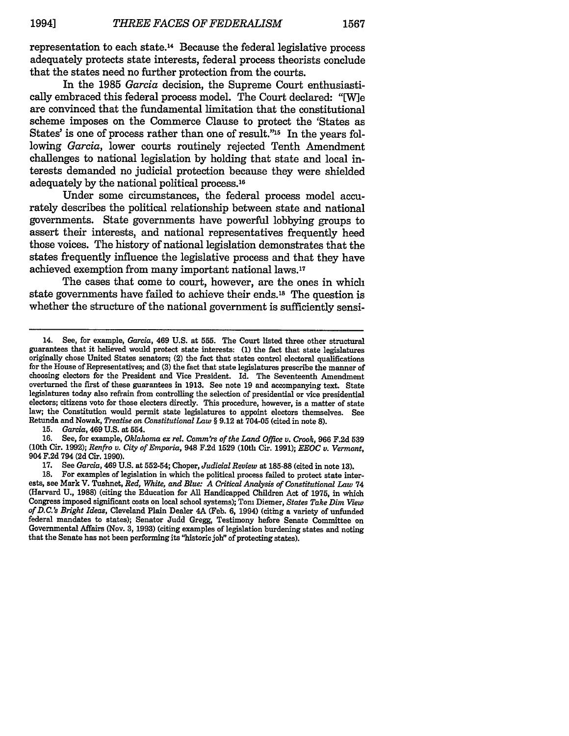representation to each state.[14] Because the federal legislative process adequately protects state interests, federal process theorists conclude that the states need no further protection from the courts.

In the 1985 *Garcia* decision, the Supreme Court enthusiastically embraced this federal process model. The Court declared: "[W]e are convinced that the fundamental limitation that the constitutional scheme imposes on the Commerce Clause to protect the 'States as States' is one of process rather than one of result."[15] In the years following *Garcia*, lower courts routinely rejected Tenth Amendment challenges to national legislation by holding that state and local interests demanded no judicial protection because they were shielded adequately by the national political process.[16]

Under some circumstances, the federal process model accurately describes the political relationship between state and national governments. State governments have powerful lobbying groups to assert their interests, and national representatives frequently heed those voices. The history of national legislation demonstrates that the states frequently influence the legislative process and that they have achieved exemption from many important national laws.[17]

The cases that come to court, however, are the ones in which state governments have failed to achieve their ends.[18] The question is whether the structure of the national government is sufficiently sensi-

---

14. See, for example, *Garcia*, 469 U.S. at 555. The Court listed three other structural guarantees that it believed would protect state interests: (1) the fact that state legislatures originally chose United States senators; (2) the fact that states control electoral qualifications for the House of Representatives; and (3) the fact that state legislatures prescribe the manner of choosing electors for the President and Vice President. Id. The Seventeenth Amendment overturned the first of these guarantees in 1913. See note 19 and accompanying text. State legislatures today also refrain from controlling the selection of presidential or vice presidential electors; citizens vote for those electors directly. This procedure, however, is a matter of state law; the Constitution would permit state legislatures to appoint electors themselves. See Retunda and Nowak, *Treatise on Constitutional Law* § 9.12 at 704-05 (cited in note 8).

15. *Garcia*, 469 U.S. at 554.

16. See, for example, *Oklahoma ex rel. Comm'rs of the Land Office v. Crook*, 966 F.2d 539 (10th Cir. 1992); *Renfro v. City of Emporia*, 948 F.2d 1529 (10th Cir. 1991); *EEOC v. Vermont*, 904 F.2d 794 (2d Cir. 1990).

17. See *Garcia*, 469 U.S. at 552-54; Choper, *Judicial Review* at 185-88 (cited in note 13).

18. For examples of legislation in which the political process failed to protect state interests, see Mark V. Tushnet, *Red, White, and Blue: A Critical Analysis of Constitutional Law* 74 (Harvard U., 1988) (citing the Education for All Handicapped Children Act of 1975, in which Congress imposed significant costs on local school systems); Tom Diemer, *States Take Dim View of D.C.'s Bright Ideas*, Cleveland Plain Dealer 4A (Feb. 6, 1994) (citing a variety of unfunded federal mandates to states); Senator Judd Gregg, Testimony before Senate Committee on Governmental Affairs (Nov. 3, 1993) (citing examples of legislation burdening states and noting that the Senate has not been performing its "historic job" of protecting states).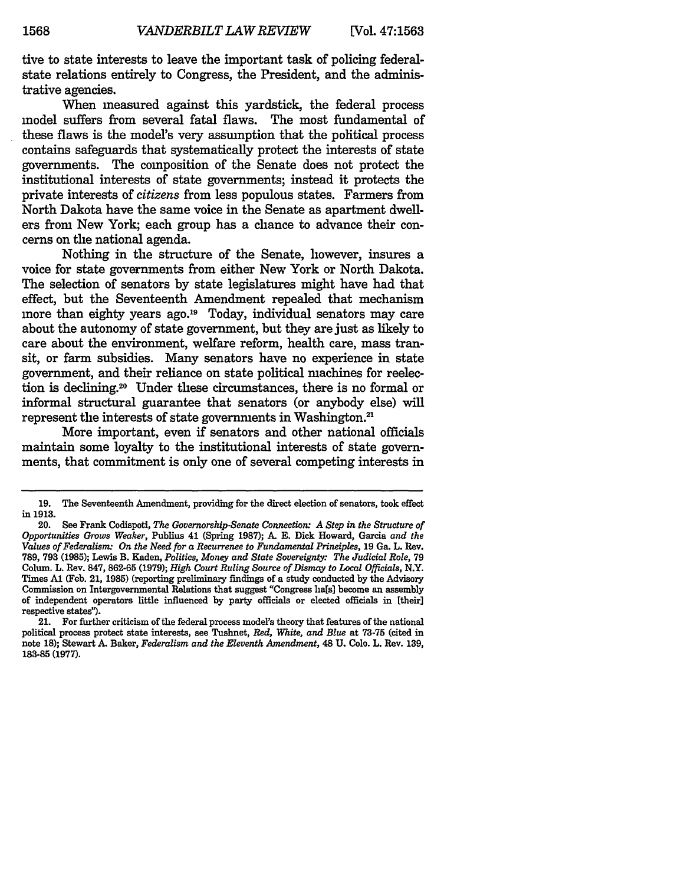tive to state interests to leave the important task of policing federal-state relations entirely to Congress, the President, and the administrative agencies.

When measured against this yardstick, the federal process model suffers from several fatal flaws. The most fundamental of these flaws is the model's very assumption that the political process contains safeguards that systematically protect the interests of state governments. The composition of the Senate does not protect the institutional interests of state governments; instead it protects the private interests of *citizens* from less populous states. Farmers from North Dakota have the same voice in the Senate as apartment dwellers from New York; each group has a chance to advance their concerns on the national agenda.

Nothing in the structure of the Senate, however, insures a voice for state governments from either New York or North Dakota. The selection of senators by state legislatures might have had that effect, but the Seventeenth Amendment repealed that mechanism more than eighty years ago.[19] Today, individual senators may care about the autonomy of state government, but they are just as likely to care about the environment, welfare reform, health care, mass transit, or farm subsidies. Many senators have no experience in state government, and their reliance on state political machines for reelection is declining.[20] Under these circumstances, there is no formal or informal structural guarantee that senators (or anybody else) will represent the interests of state governments in Washington.[21]

More important, even if senators and other national officials maintain some loyalty to the institutional interests of state governments, that commitment is only one of several competing interests in

---

19. The Seventeenth Amendment, providing for the direct election of senators, took effect in 1913.

20. See Frank Codispoti, *The Governorship-Senate Connection: A Step in the Structure of Opportunities Grows Weaker*, Publius 41 (Spring 1987); A. E. Dick Howard, Garcia *and the Values of Federalism: On the Need for a Recurrence to Fundamental Principles*, 19 Ga. L. Rev. 789, 793 (1985); Lewis B. Kaden, *Politics, Money and State Sovereignty: The Judicial Role*, 79 Colum. L. Rev. 847, 862-65 (1979); *High Court Ruling Source of Dismay to Local Officials*, N.Y. Times A1 (Feb. 21, 1985) (reporting preliminary findings of a study conducted by the Advisory Commission on Intergovernmental Relations that suggest "Congress ha[s] become an assembly of independent operators little influenced by party officials or elected officials in [their] respective states").

21. For further criticism of the federal process model's theory that features of the national political process protect state interests, see Tushnet, *Red, White, and Blue* at 73-75 (cited in note 18); Stewart A. Baker, *Federalism and the Eleventh Amendment*, 48 U. Colo. L. Rev. 139, 183-85 (1977).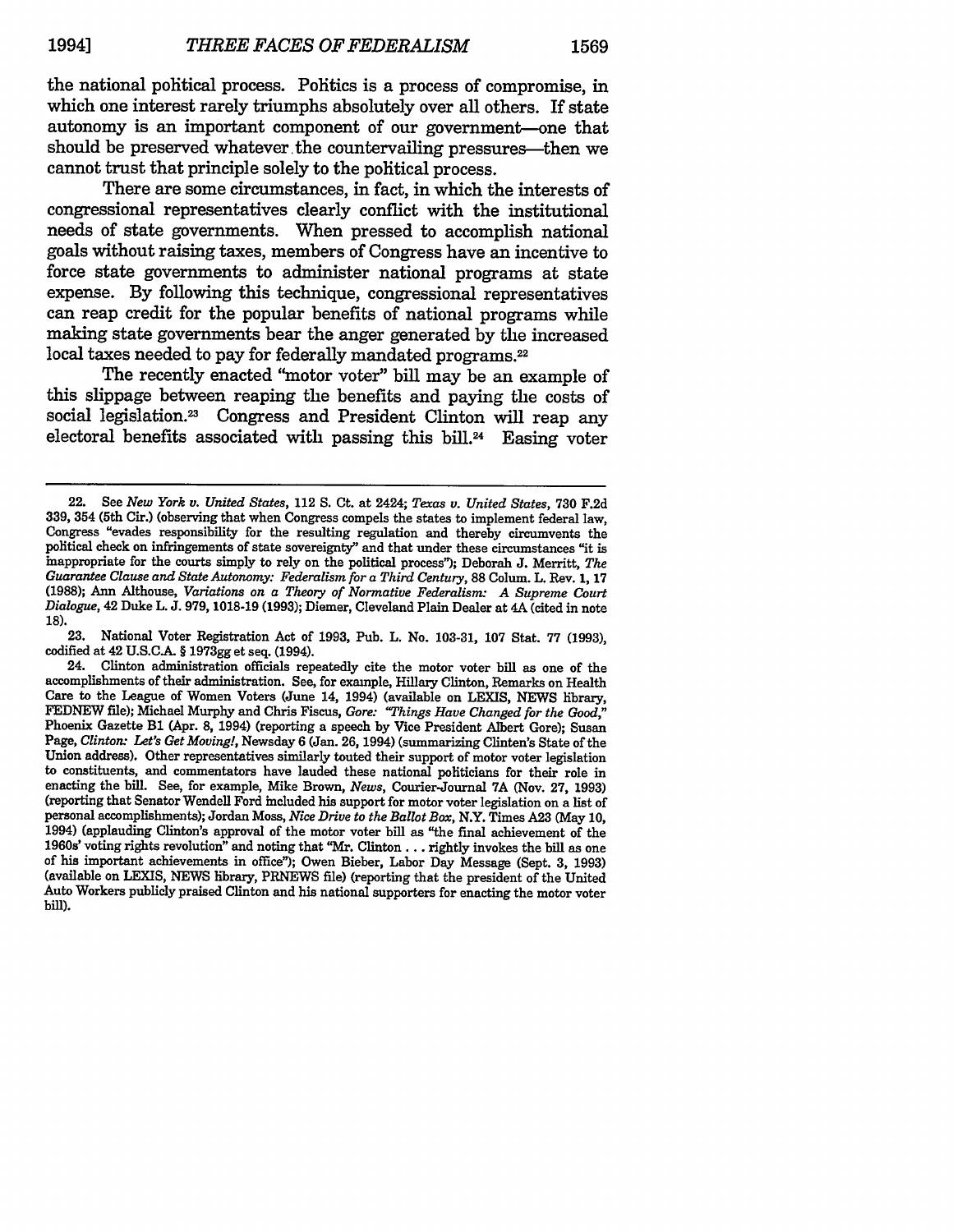the national political process. Politics is a process of compromise, in which one interest rarely triumphs absolutely over all others. If state autonomy is an important component of our government—one that should be preserved whatever the countervailing pressures—then we cannot trust that principle solely to the political process.

There are some circumstances, in fact, in which the interests of congressional representatives clearly conflict with the institutional needs of state governments. When pressed to accomplish national goals without raising taxes, members of Congress have an incentive to force state governments to administer national programs at state expense. By following this technique, congressional representatives can reap credit for the popular benefits of national programs while making state governments bear the anger generated by the increased local taxes needed to pay for federally mandated programs.[22]

The recently enacted "motor voter" bill may be an example of this slippage between reaping the benefits and paying the costs of social legislation.[23] Congress and President Clinton will reap any electoral benefits associated with passing this bill.[24] Easing voter

---

22. See *New York v. United States*, 112 S. Ct. at 2424; *Texas v. United States*, 730 F.2d 339, 354 (5th Cir.) (observing that when Congress compels the states to implement federal law, Congress "evades responsibility for the resulting regulation and thereby circumvents the political check on infringements of state sovereignty" and that under these circumstances "it is inappropriate for the courts simply to rely on the political process"); Deborah J. Merritt, *The Guarantee Clause and State Autonomy: Federalism for a Third Century*, 88 Colum. L. Rev. 1, 17 (1988); Ann Althouse, *Variations on a Theory of Normative Federalism: A Supreme Court Dialogue*, 42 Duke L. J. 979, 1018-19 (1993); Diemer, Cleveland Plain Dealer at 4A (cited in note 18).

23. National Voter Registration Act of 1993, Pub. L. No. 103-31, 107 Stat. 77 (1993), codified at 42 U.S.C.A. § 1973gg et seq. (1994).

24. Clinton administration officials repeatedly cite the motor voter bill as one of the accomplishments of their administration. See, for example, Hillary Clinton, Remarks on Health Care to the League of Women Voters (June 14, 1994) (available on LEXIS, NEWS library, FEDNEW file); Michael Murphy and Chris Fiscus, *Gore: "Things Have Changed for the Good,"* Phoenix Gazette B1 (Apr. 8, 1994) (reporting a speech by Vice President Albert Gore); Susan Page, *Clinton: Let's Get Moving!*, Newsday 6 (Jan. 26, 1994) (summarizing Clinton's State of the Union address). Other representatives similarly touted their support of motor voter legislation to constituents, and commentators have lauded these national politicians for their role in enacting the bill. See, for example, Mike Brown, *News*, Courier-Journal 7A (Nov. 27, 1993) (reporting that Senator Wendell Ford included his support for motor voter legislation on a list of personal accomplishments); Jordan Moss, *Nice Drive to the Ballot Box*, N.Y. Times A23 (May 10, 1994) (applauding Clinton's approval of the motor voter bill as "the final achievement of the 1960s' voting rights revolution" and noting that "Mr. Clinton . . . rightly invokes the bill as one of his important achievements in office"); Owen Bieber, Labor Day Message (Sept. 3, 1993) (available on LEXIS, NEWS library, PRNEWS file) (reporting that the president of the United Auto Workers publicly praised Clinton and his national supporters for enacting the motor voter bill).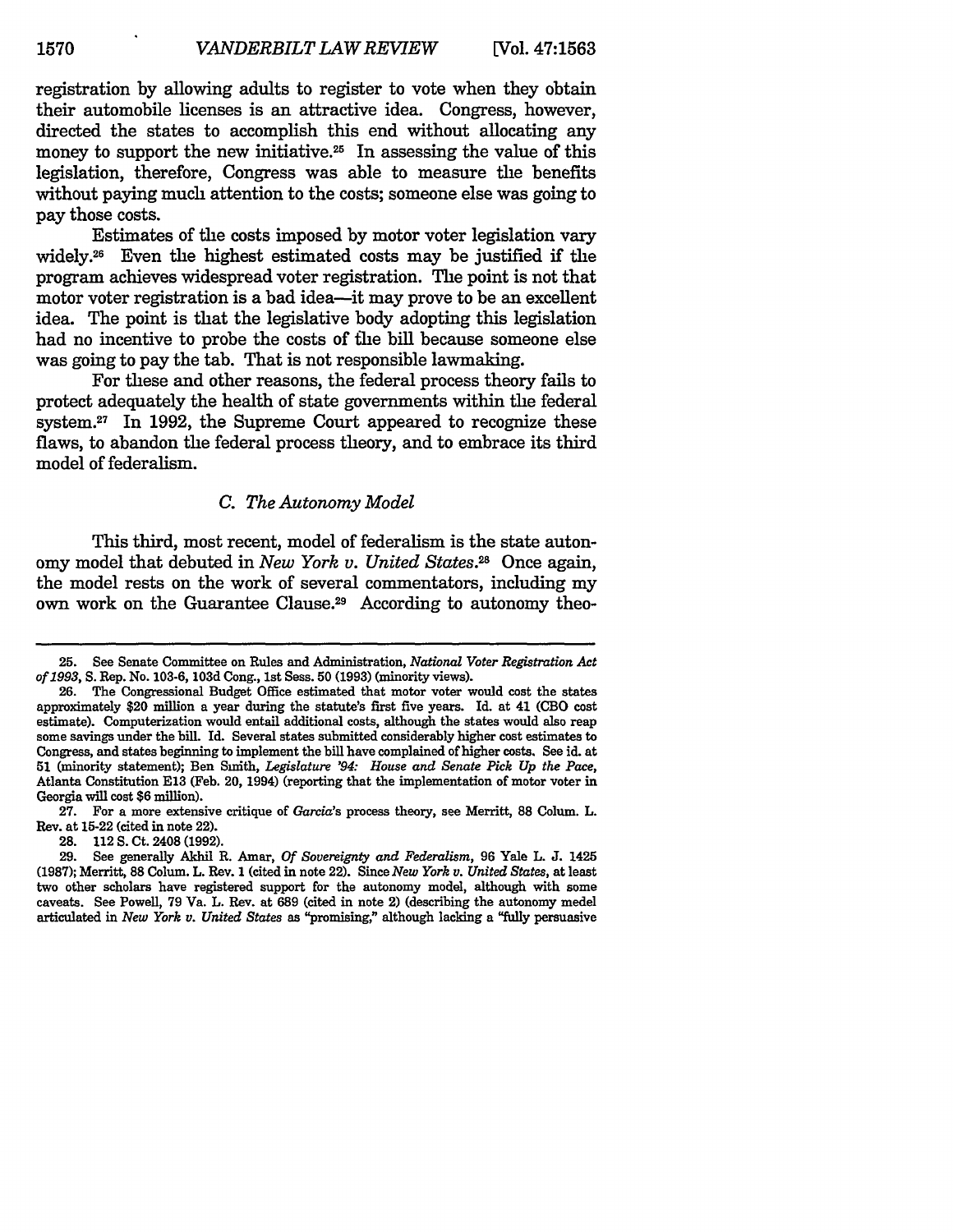registration by allowing adults to register to vote when they obtain their automobile licenses is an attractive idea. Congress, however, directed the states to accomplish this end without allocating any money to support the new initiative.[25] In assessing the value of this legislation, therefore, Congress was able to measure the benefits without paying much attention to the costs; someone else was going to pay those costs.

Estimates of the costs imposed by motor voter legislation vary widely.[26] Even the highest estimated costs may be justified if the program achieves widespread voter registration. The point is not that motor voter registration is a bad idea—it may prove to be an excellent idea. The point is that the legislative body adopting this legislation had no incentive to probe the costs of the bill because someone else was going to pay the tab. That is not responsible lawmaking.

For these and other reasons, the federal process theory fails to protect adequately the health of state governments within the federal system.[27] In 1992, the Supreme Court appeared to recognize these flaws, to abandon the federal process theory, and to embrace its third model of federalism.

### *C. The Autonomy Model*

This third, most recent, model of federalism is the state autonomy model that debuted in *New York v. United States*.[28] Once again, the model rests on the work of several commentators, including my own work on the Guarantee Clause.[29] According to autonomy theo-

---

25. See Senate Committee on Rules and Administration, *National Voter Registration Act of 1993*, S. Rep. No. 103-6, 103d Cong., 1st Sess. 50 (1993) (minority views).

26. The Congressional Budget Office estimated that motor voter would cost the states approximately $20 million a year during the statute's first five years. Id. at 41 (CBO cost estimate). Computerization would entail additional costs, although the states would also reap some savings under the bill. Id. Several states submitted considerably higher cost estimates to Congress, and states beginning to implement the bill have complained of higher costs. See id. at 51 (minority statement); Ben Smith, *Legislature '94: House and Senate Pick Up the Pace*, Atlanta Constitution E13 (Feb. 20, 1994) (reporting that the implementation of motor voter in Georgia will cost $6 million).

27. For a more extensive critique of *Garcia*'s process theory, see Merritt, 88 Colum. L. Rev. at 15-22 (cited in note 22).

28. 112 S. Ct. 2408 (1992).

29. See generally Akhil R. Amar, *Of Sovereignty and Federalism*, 96 Yale L. J. 1425 (1987); Merritt, 88 Colum. L. Rev. 1 (cited in note 22). Since *New York v. United States*, at least two other scholars have registered support for the autonomy model, although with some caveats. See Powell, 79 Va. L. Rev. at 689 (cited in note 2) (describing the autonomy model articulated in *New York v. United States* as "promising," although lacking a "fully persuasive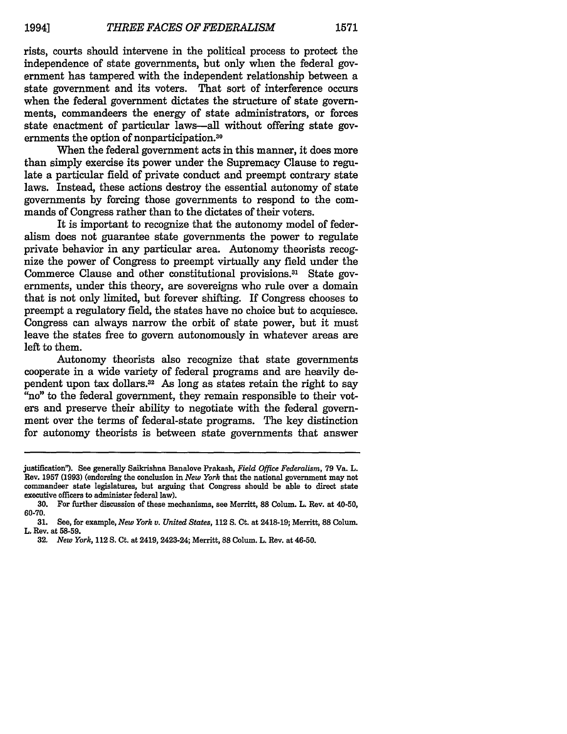rists, courts should intervene in the political process to protect the independence of state governments, but only when the federal government has tampered with the independent relationship between a state government and its voters. That sort of interference occurs when the federal government dictates the structure of state governments, commandeers the energy of state administrators, or forces state enactment of particular laws—all without offering state governments the option of nonparticipation.[30]

When the federal government acts in this manner, it does more than simply exercise its power under the Supremacy Clause to regulate a particular field of private conduct and preempt contrary state laws. Instead, these actions destroy the essential autonomy of state governments by forcing those governments to respond to the commands of Congress rather than to the dictates of their voters.

It is important to recognize that the autonomy model of federalism does not guarantee state governments the power to regulate private behavior in any particular area. Autonomy theorists recognize the power of Congress to preempt virtually any field under the Commerce Clause and other constitutional provisions.[31] State governments, under this theory, are sovereigns who rule over a domain that is not only limited, but forever shifting. If Congress chooses to preempt a regulatory field, the states have no choice but to acquiesce. Congress can always narrow the orbit of state power, but it must leave the states free to govern autonomously in whatever areas are left to them.

Autonomy theorists also recognize that state governments cooperate in a wide variety of federal programs and are heavily dependent upon tax dollars.[32] As long as states retain the right to say "no" to the federal government, they remain responsible to their voters and preserve their ability to negotiate with the federal government over the terms of federal-state programs. The key distinction for autonomy theorists is between state governments that answer

---

justification"). See generally Saikrishna Banalove Prakash, *Field Office Federalism*, 79 Va. L. Rev. 1957 (1993) (endorsing the conclusion in *New York* that the national government may not commandeer state legislatures, but arguing that Congress should be able to direct state executive officers to administer federal law).

30. For further discussion of these mechanisms, see Merritt, 88 Colum. L. Rev. at 40-50, 60-70.

31. See, for example, *New York v. United States*, 112 S. Ct. at 2418-19; Merritt, 88 Colum. L. Rev. at 58-59.

32. *New York*, 112 S. Ct. at 2419, 2423-24; Merritt, 88 Colum. L. Rev. at 46-50.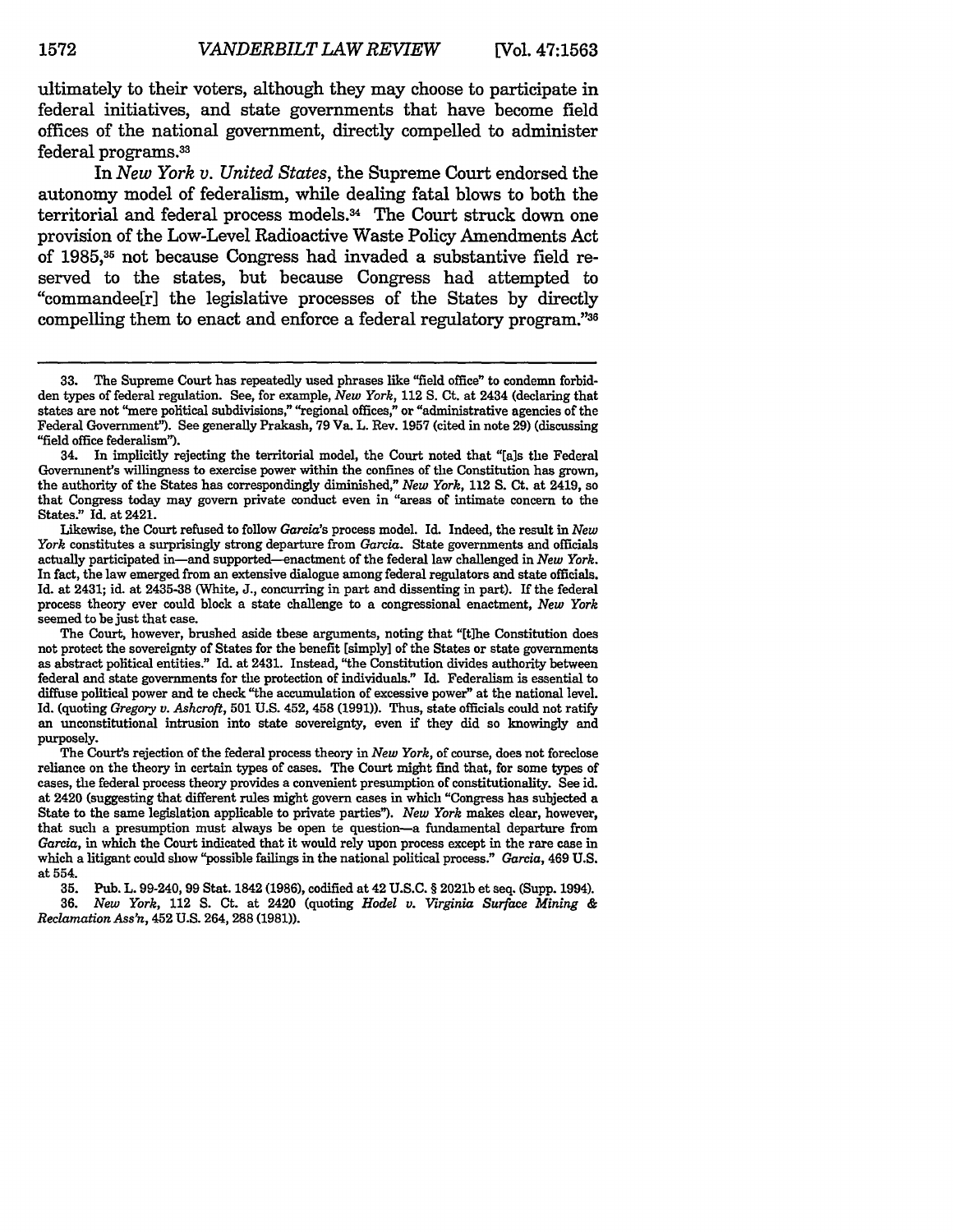ultimately to their voters, although they may choose to participate in federal initiatives, and state governments that have become field offices of the national government, directly compelled to administer federal programs.[33]

In *New York v. United States*, the Supreme Court endorsed the autonomy model of federalism, while dealing fatal blows to both the territorial and federal process models.[34] The Court struck down one provision of the Low-Level Radioactive Waste Policy Amendments Act of 1985,[35] not because Congress had invaded a substantive field reserved to the states, but because Congress had attempted to "commandee[r] the legislative processes of the States by directly compelling them to enact and enforce a federal regulatory program."[36]

---

33. The Supreme Court has repeatedly used phrases like "field office" to condemn forbidden types of federal regulation. See, for example, *New York*, 112 S. Ct. at 2434 (declaring that states are not "mere political subdivisions," "regional offices," or "administrative agencies of the Federal Government"). See generally Prakash, 79 Va. L. Rev. 1957 (cited in note 29) (discussing "field office federalism").

34. In implicitly rejecting the territorial model, the Court noted that "[a]s the Federal Government's willingness to exercise power within the confines of the Constitution has grown, the authority of the States has correspondingly diminished," *New York*, 112 S. Ct. at 2419, so that Congress today may govern private conduct even in "areas of intimate concern to the States." Id. at 2421.

Likewise, the Court refused to follow *Garcia*'s process model. Id. Indeed, the result in *New York* constitutes a surprisingly strong departure from *Garcia*. State governments and officials actually participated in—and supported—enactment of the federal law challenged in *New York*. In fact, the law emerged from an extensive dialogue among federal regulators and state officials. Id. at 2431; id. at 2435-38 (White, J., concurring in part and dissenting in part). If the federal process theory ever could block a state challenge to a congressional enactment, *New York* seemed to be just that case.

The Court, however, brushed aside these arguments, noting that "[t]he Constitution does not protect the sovereignty of States for the benefit [simply] of the States or state governments as abstract political entities." Id. at 2431. Instead, "the Constitution divides authority between federal and state governments for the protection of individuals." Id. Federalism is essential to diffuse political power and to check "the accumulation of excessive power" at the national level. Id. (quoting *Gregory v. Ashcroft*, 501 U.S. 452, 458 (1991)). Thus, state officials could not ratify an unconstitutional intrusion into state sovereignty, even if they did so knowingly and purposely.

The Court's rejection of the federal process theory in *New York*, of course, does not foreclose reliance on the theory in certain types of cases. The Court might find that, for some types of cases, the federal process theory provides a convenient presumption of constitutionality. See id. at 2420 (suggesting that different rules might govern cases in which "Congress has subjected a State to the same legislation applicable to private parties"). *New York* makes clear, however, that such a presumption must always be open to question—a fundamental departure from *Garcia*, in which the Court indicated that it would rely upon process except in the rare case in which a litigant could show "possible failings in the national political process." *Garcia*, 469 U.S. at 554.

35. Pub. L. 99-240, 99 Stat. 1842 (1986), codified at 42 U.S.C. § 2021b et seq. (Supp. 1994).

36. *New York*, 112 S. Ct. at 2420 (quoting *Hodel v. Virginia Surface Mining & Reclamation Ass'n*, 452 U.S. 264, 288 (1981)).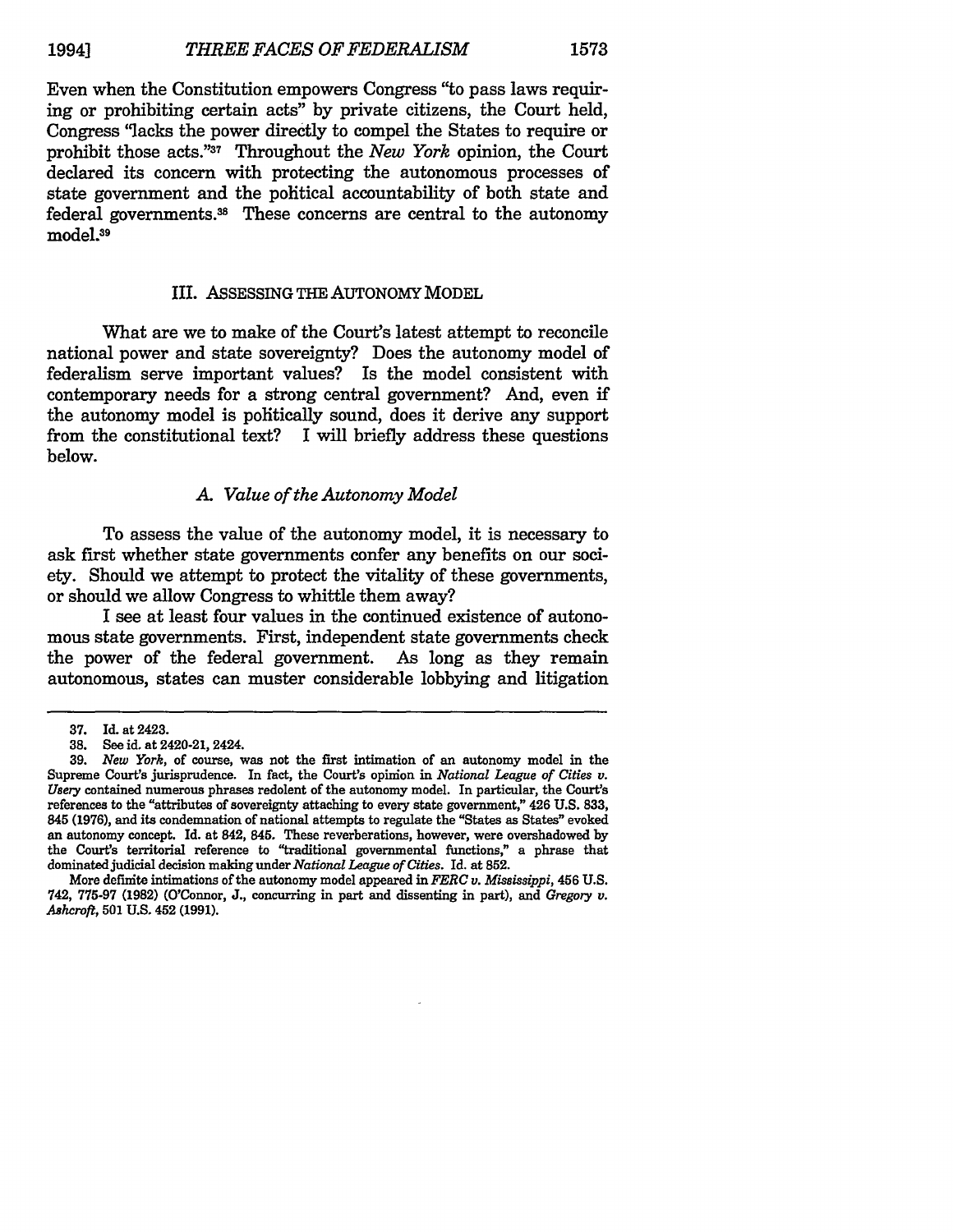Even when the Constitution empowers Congress "to pass laws requiring or prohibiting certain acts" by private citizens, the Court held, Congress "lacks the power directly to compel the States to require or prohibit those acts."[37] Throughout the *New York* opinion, the Court declared its concern with protecting the autonomous processes of state government and the political accountability of both state and federal governments.[38] These concerns are central to the autonomy model.[39]

## III. ASSESSING THE AUTONOMY MODEL

What are we to make of the Court's latest attempt to reconcile national power and state sovereignty? Does the autonomy model of federalism serve important values? Is the model consistent with contemporary needs for a strong central government? And, even if the autonomy model is politically sound, does it derive any support from the constitutional text? I will briefly address these questions below.

### *A. Value of the Autonomy Model*

To assess the value of the autonomy model, it is necessary to ask first whether state governments confer any benefits on our society. Should we attempt to protect the vitality of these governments, or should we allow Congress to whittle them away?

I see at least four values in the continued existence of autonomous state governments. First, independent state governments check the power of the federal government. As long as they remain autonomous, states can muster considerable lobbying and litigation

---

37. Id. at 2423.

38. See id. at 2420-21, 2424.

39. *New York*, of course, was not the first intimation of an autonomy model in the Supreme Court's jurisprudence. In fact, the Court's opinion in *National League of Cities v. Usery* contained numerous phrases redolent of the autonomy model. In particular, the Court's references to the "attributes of sovereignty attaching to every state government," 426 U.S. 833, 845 (1976), and its condemnation of national attempts to regulate the "States as States" evoked an autonomy concept. Id. at 842, 845. These reverberations, however, were overshadowed by the Court's territorial reference to "traditional governmental functions," a phrase that dominated judicial decision making under *National League of Cities*. Id. at 852.

More definite intimations of the autonomy model appeared in *FERC v. Mississippi*, 456 U.S. 742, 775-97 (1982) (O'Connor, J., concurring in part and dissenting in part), and *Gregory v. Ashcroft*, 501 U.S. 452 (1991).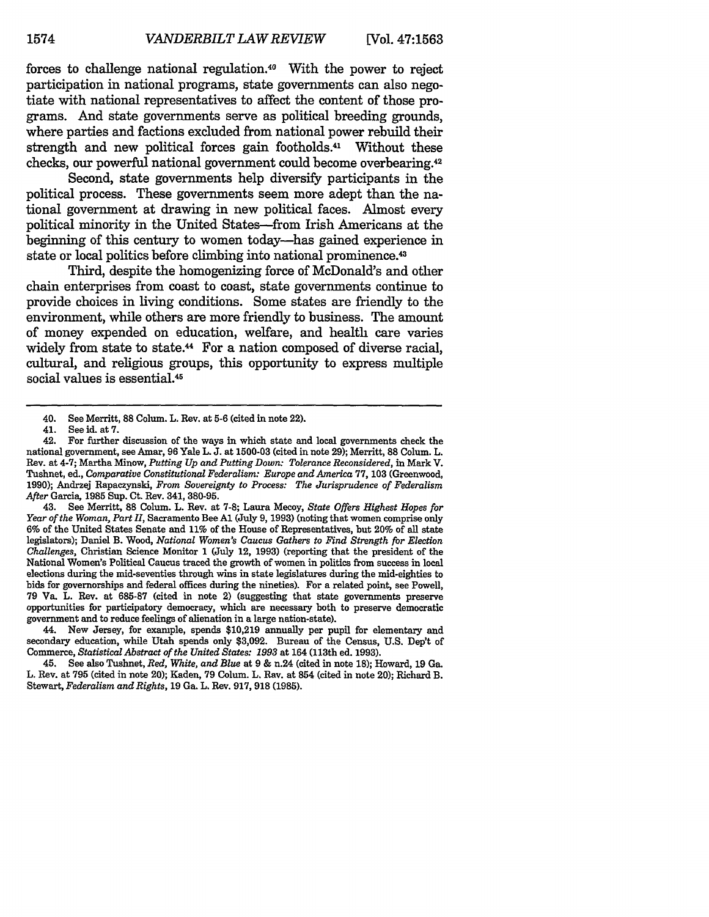forces to challenge national regulation.[40] With the power to reject participation in national programs, state governments can also negotiate with national representatives to affect the content of those programs. And state governments serve as political breeding grounds, where parties and factions excluded from national power rebuild their strength and new political forces gain footholds.[41] Without these checks, our powerful national government could become overbearing.[42]

Second, state governments help diversify participants in the political process. These governments seem more adept than the national government at drawing in new political faces. Almost every political minority in the United States—from Irish Americans at the beginning of this century to women today—has gained experience in state or local politics before climbing into national prominence.[43]

Third, despite the homogenizing force of McDonald's and other chain enterprises from coast to coast, state governments continue to provide choices in living conditions. Some states are friendly to the environment, while others are more friendly to business. The amount of money expended on education, welfare, and health care varies widely from state to state.[44] For a nation composed of diverse racial, cultural, and religious groups, this opportunity to express multiple social values is essential.[45]

---

40. See Merritt, 88 Colum. L. Rev. at 5-6 (cited in note 22).

41. See id. at 7.

42. For further discussion of the ways in which state and local governments check the national government, see Amar, 96 Yale L. J. at 1500-03 (cited in note 29); Merritt, 88 Colum. L. Rev. at 4-7; Martha Minow, *Putting Up and Putting Down: Tolerance Reconsidered*, in Mark V. Tushnet, ed., *Comparative Constitutional Federalism: Europe and America* 77, 103 (Greenwood, 1990); Andrzej Rapaczynski, *From Sovereignty to Process: The Jurisprudence of Federalism After* Garcia, 1985 Sup. Ct. Rev. 341, 380-95.

43. See Merritt, 88 Colum. L. Rev. at 7-8; Laura Mecoy, *State Offers Highest Hopes for Year of the Woman, Part II*, Sacramento Bee A1 (July 9, 1993) (noting that women comprise only 6% of the United States Senate and 11% of the House of Representatives, but 20% of all state legislators); Daniel B. Wood, *National Women's Caucus Gathers to Find Strength for Election Challenges*, Christian Science Monitor 1 (July 12, 1993) (reporting that the president of the National Women's Political Caucus traced the growth of women in politics from success in local elections during the mid-seventies through wins in state legislatures during the mid-eighties to bids for governorships and federal offices during the nineties). For a related point, see Powell, 79 Va. L. Rev. at 685-87 (cited in note 2) (suggesting that state governments preserve opportunities for participatory democracy, which are necessary both to preserve democratic government and to reduce feelings of alienation in a large nation-state).

44. New Jersey, for example, spends $10,219 annually per pupil for elementary and secondary education, while Utah spends only $3,092. Bureau of the Census, U.S. Dep't of Commerce, *Statistical Abstract of the United States: 1993* at 164 (113th ed. 1993).

45. See also Tushnet, *Red, White, and Blue* at 9 & n.24 (cited in note 18); Howard, 19 Ga. L. Rev. at 795 (cited in note 20); Kaden, 79 Colum. L. Rev. at 854 (cited in note 20); Richard B. Stewart, *Federalism and Rights*, 19 Ga. L. Rev. 917, 918 (1985).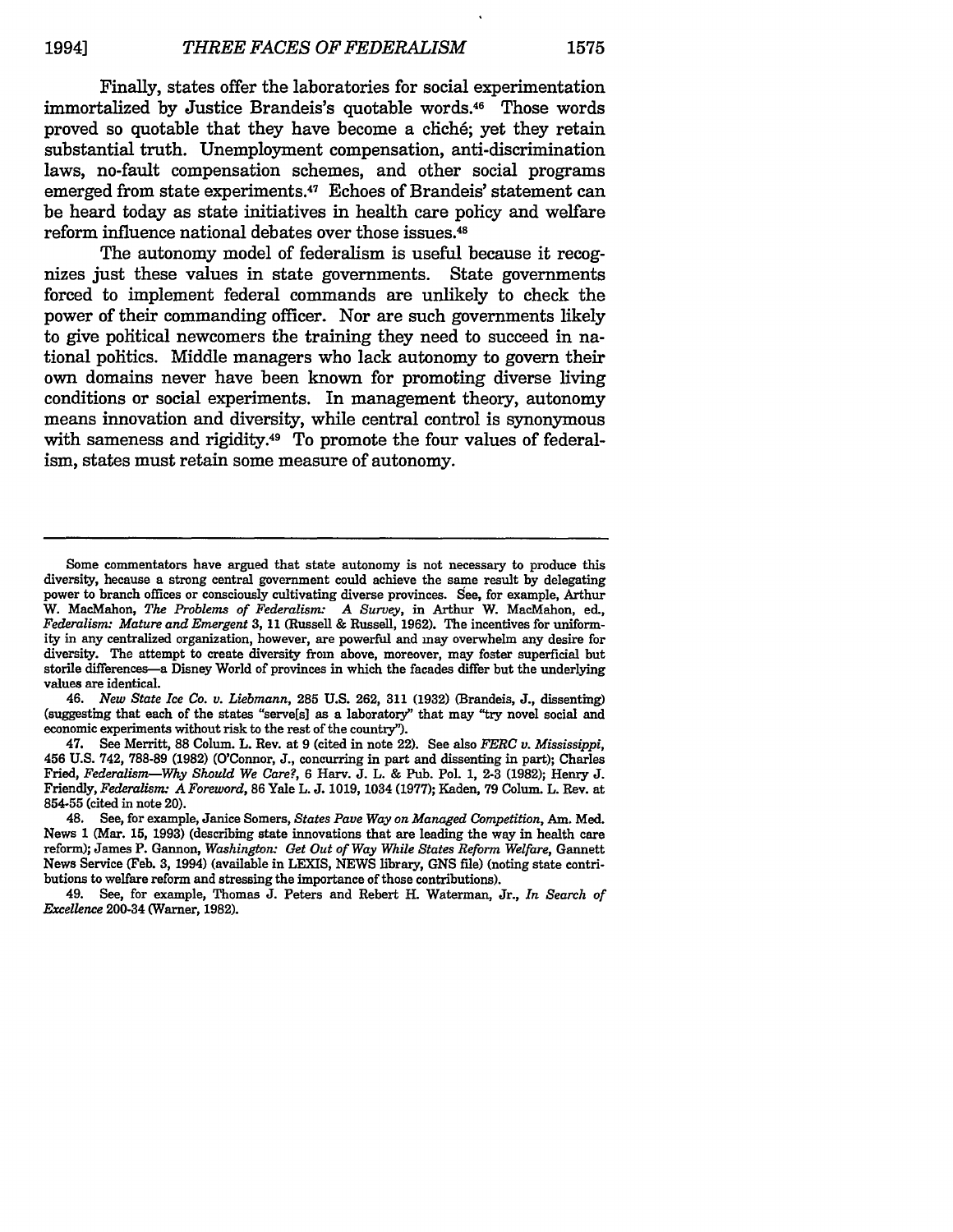Finally, states offer the laboratories for social experimentation immortalized by Justice Brandeis's quotable words.[46] Those words proved so quotable that they have become a cliché; yet they retain substantial truth. Unemployment compensation, anti-discrimination laws, no-fault compensation schemes, and other social programs emerged from state experiments.[47] Echoes of Brandeis' statement can be heard today as state initiatives in health care policy and welfare reform influence national debates over those issues.[48]

The autonomy model of federalism is useful because it recognizes just these values in state governments. State governments forced to implement federal commands are unlikely to check the power of their commanding officer. Nor are such governments likely to give political newcomers the training they need to succeed in national politics. Middle managers who lack autonomy to govern their own domains never have been known for promoting diverse living conditions or social experiments. In management theory, autonomy means innovation and diversity, while central control is synonymous with sameness and rigidity.[49] To promote the four values of federalism, states must retain some measure of autonomy.

---

Some commentators have argued that state autonomy is not necessary to produce this diversity, because a strong central government could achieve the same result by delegating power to branch offices or consciously cultivating diverse provinces. See, for example, Arthur W. MacMahon, *The Problems of Federalism: A Survey*, in Arthur W. MacMahon, ed., *Federalism: Mature and Emergent* 3, 11 (Russell & Russell, 1962). The incentives for uniformity in any centralized organization, however, are powerful and may overwhelm any desire for diversity. The attempt to create diversity from above, moreover, may foster superficial but sterile differences—a Disney World of provinces in which the facades differ but the underlying values are identical.

46. *New State Ice Co. v. Liebmann*, 285 U.S. 262, 311 (1932) (Brandeis, J., dissenting) (suggesting that each of the states "serve[s] as a laboratory" that may "try novel social and economic experiments without risk to the rest of the country").

47. See Merritt, 88 Colum. L. Rev. at 9 (cited in note 22). See also *FERC v. Mississippi*, 456 U.S. 742, 788-89 (1982) (O'Connor, J., concurring in part and dissenting in part); Charles Fried, *Federalism—Why Should We Care?*, 6 Harv. J. L. & Pub. Pol. 1, 2-3 (1982); Henry J. Friendly, *Federalism: A Foreword*, 86 Yale L. J. 1019, 1034 (1977); Kaden, 79 Colum. L. Rev. at 854-55 (cited in note 20).

48. See, for example, Janice Somers, *States Pave Way on Managed Competition*, Am. Med. News 1 (Mar. 15, 1993) (describing state innovations that are leading the way in health care reform); James P. Gannon, *Washington: Get Out of Way While States Reform Welfare*, Gannett News Service (Feb. 3, 1994) (available in LEXIS, NEWS library, GNS file) (noting state contributions to welfare reform and stressing the importance of those contributions).

49. See, for example, Thomas J. Peters and Robert H. Waterman, Jr., *In Search of Excellence* 200-34 (Warner, 1982).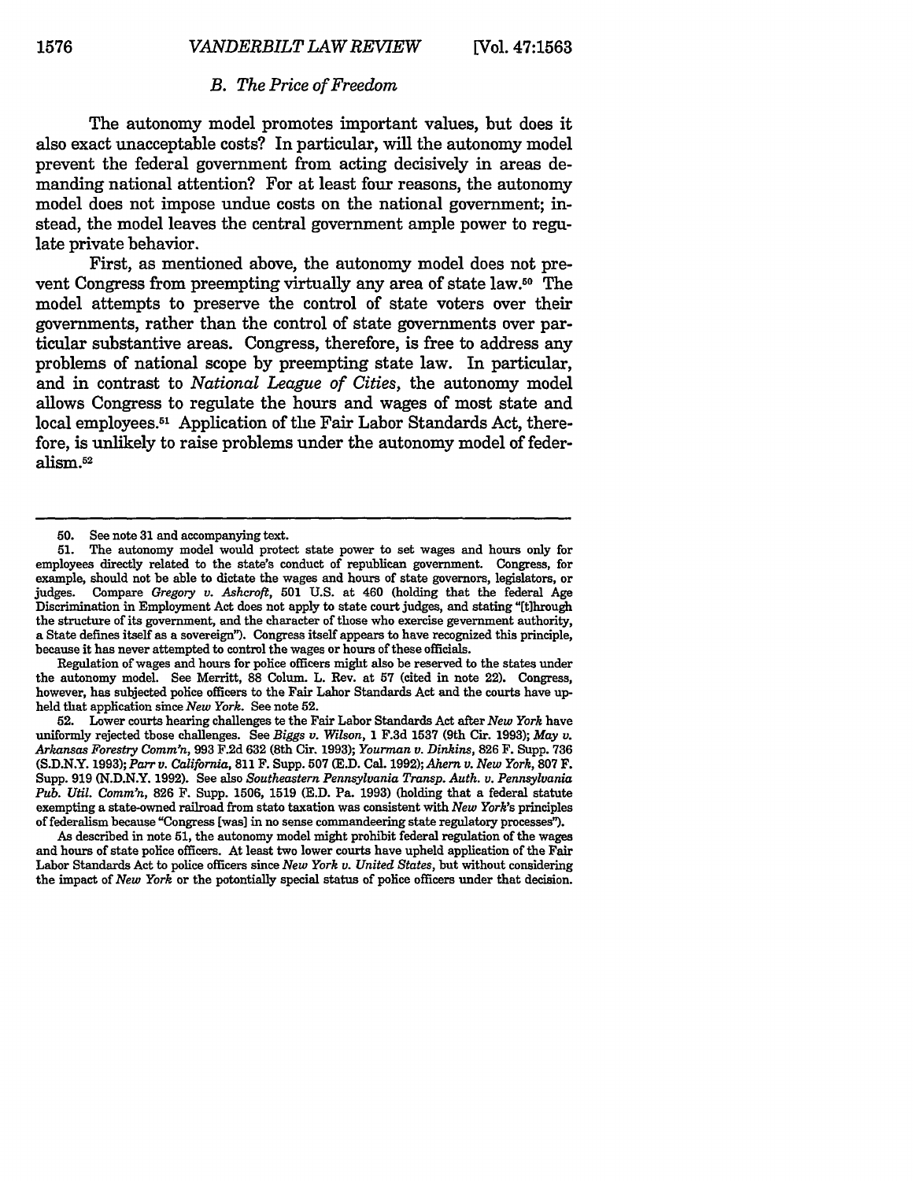### *B. The Price of Freedom*

The autonomy model promotes important values, but does it also exact unacceptable costs? In particular, will the autonomy model prevent the federal government from acting decisively in areas demanding national attention? For at least four reasons, the autonomy model does not impose undue costs on the national government; instead, the model leaves the central government ample power to regulate private behavior.

First, as mentioned above, the autonomy model does not prevent Congress from preempting virtually any area of state law.[50] The model attempts to preserve the control of state voters over their governments, rather than the control of state governments over particular substantive areas. Congress, therefore, is free to address any problems of national scope by preempting state law. In particular, and in contrast to *National League of Cities*, the autonomy model allows Congress to regulate the hours and wages of most state and local employees.[51] Application of the Fair Labor Standards Act, therefore, is unlikely to raise problems under the autonomy model of federalism.[52]

---

50. See note 31 and accompanying text.

51. The autonomy model would protect state power to set wages and hours only for employees directly related to the state's conduct of republican government. Congress, for example, should not be able to dictate the wages and hours of state governors, legislators, or judges. Compare *Gregory v. Ashcroft*, 501 U.S. at 460 (holding that the federal Age Discrimination in Employment Act does not apply to state court judges, and stating "[t]hrough the structure of its government, and the character of those who exercise government authority, a State defines itself as a sovereign"). Congress itself appears to have recognized this principle, because it has never attempted to control the wages or hours of these officials.

Regulation of wages and hours for police officers might also be reserved to the states under the autonomy model. See Merritt, 88 Colum. L. Rev. at 57 (cited in note 22). Congress, however, has subjected police officers to the Fair Labor Standards Act and the courts have upheld that application since *New York*. See note 52.

52. Lower courts hearing challenges to the Fair Labor Standards Act after *New York* have uniformly rejected those challenges. See *Biggs v. Wilson*, 1 F.3d 1537 (9th Cir. 1993); *May v. Arkansas Forestry Comm'n*, 993 F.2d 632 (8th Cir. 1993); *Yourman v. Dinkins*, 826 F. Supp. 736 (S.D.N.Y. 1993); *Parr v. California*, 811 F. Supp. 507 (E.D. Cal. 1992); *Ahern v. New York*, 807 F. Supp. 919 (N.D.N.Y. 1992). See also *Southeastern Pennsylvania Transp. Auth. v. Pennsylvania Pub. Util. Comm'n*, 826 F. Supp. 1506, 1519 (E.D. Pa. 1993) (holding that a federal statute exempting a state-owned railroad from state taxation was consistent with *New York*'s principles of federalism because "Congress [was] in no sense commandeering state regulatory processes").

As described in note 51, the autonomy model might prohibit federal regulation of the wages and hours of state police officers. At least two lower courts have upheld application of the Fair Labor Standards Act to police officers since *New York v. United States*, but without considering the impact of *New York* or the potentially special status of police officers under that decision.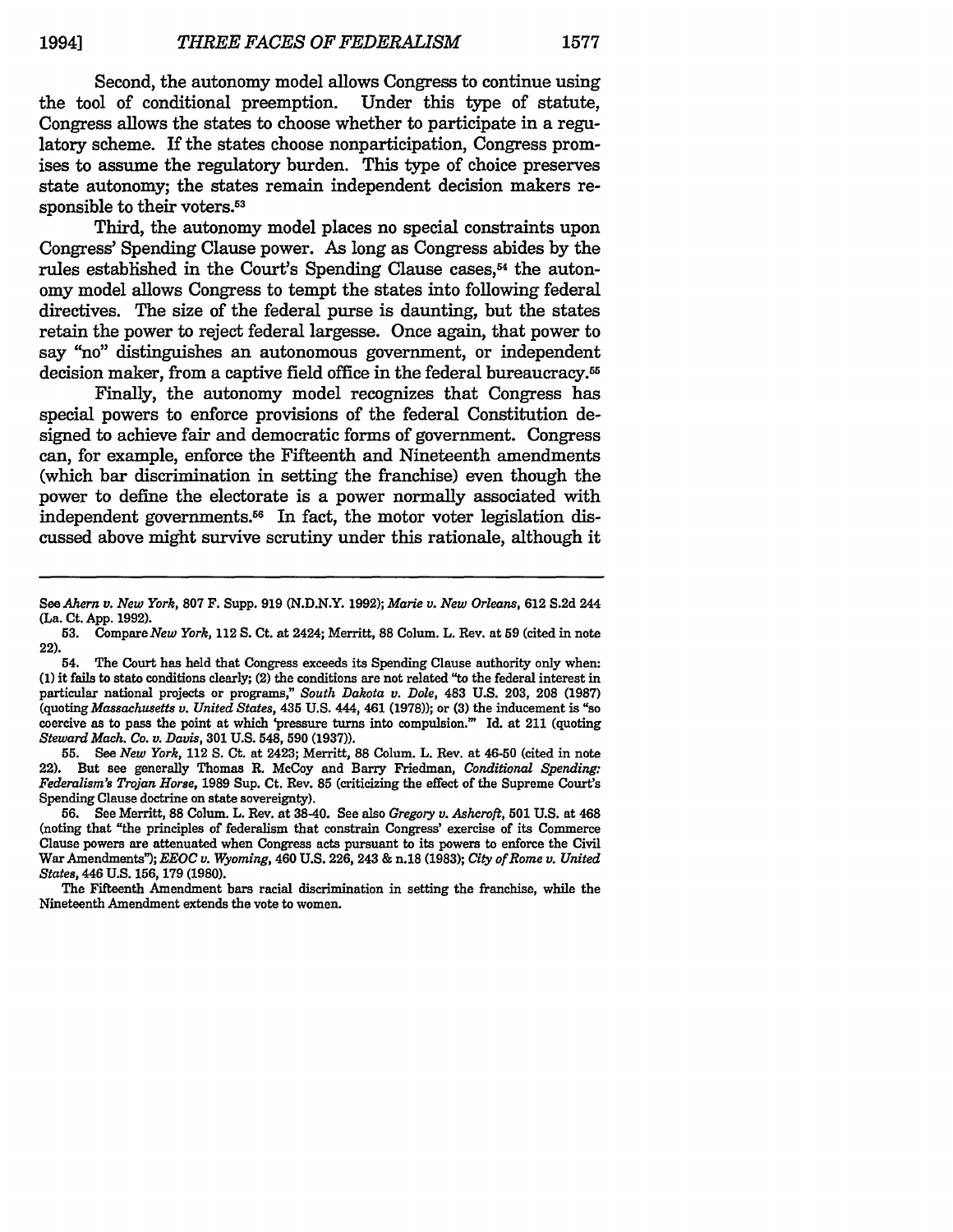Second, the autonomy model allows Congress to continue using the tool of conditional preemption. Under this type of statute, Congress allows the states to choose whether to participate in a regulatory scheme. If the states choose nonparticipation, Congress promises to assume the regulatory burden. This type of choice preserves state autonomy; the states remain independent decision makers responsible to their voters.[53]

Third, the autonomy model places no special constraints upon Congress' Spending Clause power. As long as Congress abides by the rules established in the Court's Spending Clause cases,[54] the autonomy model allows Congress to tempt the states into following federal directives. The size of the federal purse is daunting, but the states retain the power to reject federal largesse. Once again, that power to say "no" distinguishes an autonomous government, or independent decision maker, from a captive field office in the federal bureaucracy.[55]

Finally, the autonomy model recognizes that Congress has special powers to enforce provisions of the federal Constitution designed to achieve fair and democratic forms of government. Congress can, for example, enforce the Fifteenth and Nineteenth amendments (which bar discrimination in setting the franchise) even though the power to define the electorate is a power normally associated with independent governments.[56] In fact, the motor voter legislation discussed above might survive scrutiny under this rationale, although it

---

See *Ahern v. New York*, 807 F. Supp. 919 (N.D.N.Y. 1992); *Marie v. New Orleans*, 612 S.2d 244 (La. Ct. App. 1992).

53. Compare *New York*, 112 S. Ct. at 2424; Merritt, 88 Colum. L. Rev. at 59 (cited in note 22).

54. The Court has held that Congress exceeds its Spending Clause authority only when: (1) it fails to state conditions clearly; (2) the conditions are not related "to the federal interest in particular national projects or programs," *South Dakota v. Dole*, 483 U.S. 203, 208 (1987) (quoting *Massachusetts v. United States*, 435 U.S. 444, 461 (1978)); or (3) the inducement is "so coercive as to pass the point at which 'pressure turns into compulsion.'" Id. at 211 (quoting *Steward Mach. Co. v. Davis*, 301 U.S. 548, 590 (1937)).

55. See *New York*, 112 S. Ct. at 2423; Merritt, 88 Colum. L. Rev. at 46-50 (cited in note 22). But see generally Thomas R. McCoy and Barry Friedman, *Conditional Spending: Federalism's Trojan Horse*, 1989 Sup. Ct. Rev. 85 (criticizing the effect of the Supreme Court's Spending Clause doctrine on state sovereignty).

56. See Merritt, 88 Colum. L. Rev. at 38-40. See also *Gregory v. Ashcroft*, 501 U.S. at 468 (noting that "the principles of federalism that constrain Congress' exercise of its Commerce Clause powers are attenuated when Congress acts pursuant to its powers to enforce the Civil War Amendments"); *EEOC v. Wyoming*, 460 U.S. 226, 243 & n.18 (1983); *City of Rome v. United States*, 446 U.S. 156, 179 (1980).

The Fifteenth Amendment bars racial discrimination in setting the franchise, while the Nineteenth Amendment extends the vote to women.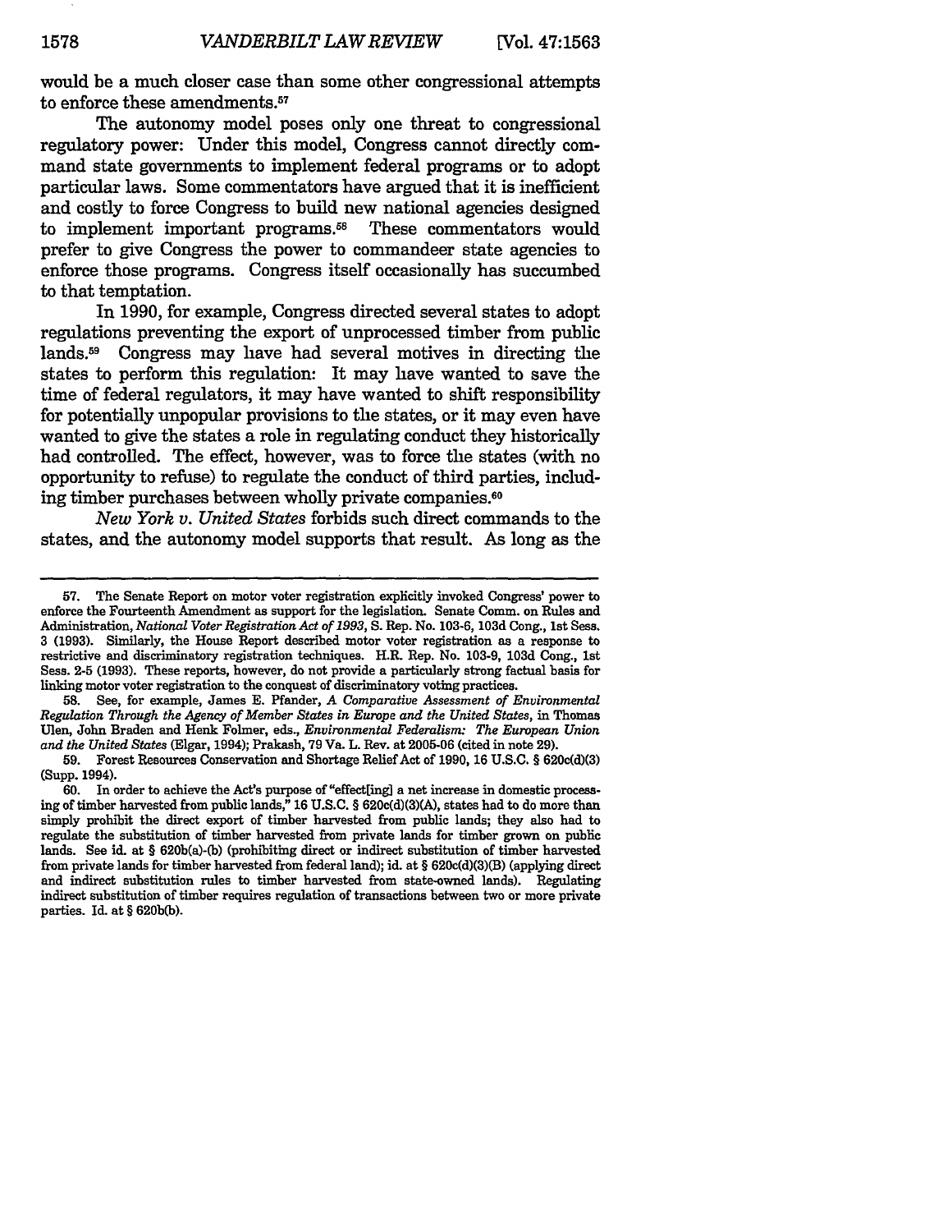would be a much closer case than some other congressional attempts to enforce these amendments.[57]

The autonomy model poses only one threat to congressional regulatory power: Under this model, Congress cannot directly command state governments to implement federal programs or to adopt particular laws. Some commentators have argued that it is inefficient and costly to force Congress to build new national agencies designed to implement important programs.[58] These commentators would prefer to give Congress the power to commandeer state agencies to enforce those programs. Congress itself occasionally has succumbed to that temptation.

In 1990, for example, Congress directed several states to adopt regulations preventing the export of unprocessed timber from public lands.[59] Congress may have had several motives in directing the states to perform this regulation: It may have wanted to save the time of federal regulators, it may have wanted to shift responsibility for potentially unpopular provisions to the states, or it may even have wanted to give the states a role in regulating conduct they historically had controlled. The effect, however, was to force the states (with no opportunity to refuse) to regulate the conduct of third parties, including timber purchases between wholly private companies.[60]

*New York v. United States* forbids such direct commands to the states, and the autonomy model supports that result. As long as the

---

57. The Senate Report on motor voter registration explicitly invoked Congress' power to enforce the Fourteenth Amendment as support for the legislation. Senate Comm. on Rules and Administration, *National Voter Registration Act of 1993*, S. Rep. No. 103-6, 103d Cong., 1st Sess. 3 (1993). Similarly, the House Report described motor voter registration as a response to restrictive and discriminatory registration techniques. H.R. Rep. No. 103-9, 103d Cong., 1st Sess. 2-5 (1993). These reports, however, do not provide a particularly strong factual basis for linking motor voter registration to the conquest of discriminatory voting practices.

58. See, for example, James E. Pfander, *A Comparative Assessment of Environmental Regulation Through the Agency of Member States in Europe and the United States*, in Thomas Ulen, John Braden and Henk Folmer, eds., *Environmental Federalism: The European Union and the United States* (Elgar, 1994); Prakash, 79 Va. L. Rev. at 2005-06 (cited in note 29).

59. Forest Resources Conservation and Shortage Relief Act of 1990, 16 U.S.C. § 620c(d)(3) (Supp. 1994).

60. In order to achieve the Act's purpose of "effect[ing] a net increase in domestic processing of timber harvested from public lands," 16 U.S.C. § 620c(d)(3)(A), states had to do more than simply prohibit the direct export of timber harvested from public lands; they also had to regulate the substitution of timber harvested from private lands for timber grown on public lands. See id. at § 620b(a)-(b) (prohibiting direct or indirect substitution of timber harvested from private lands for timber harvested from federal land); id. at § 620c(d)(3)(B) (applying direct and indirect substitution rules to timber harvested from state-owned lands). Regulating indirect substitution of timber requires regulation of transactions between two or more private parties. Id. at § 620b(b).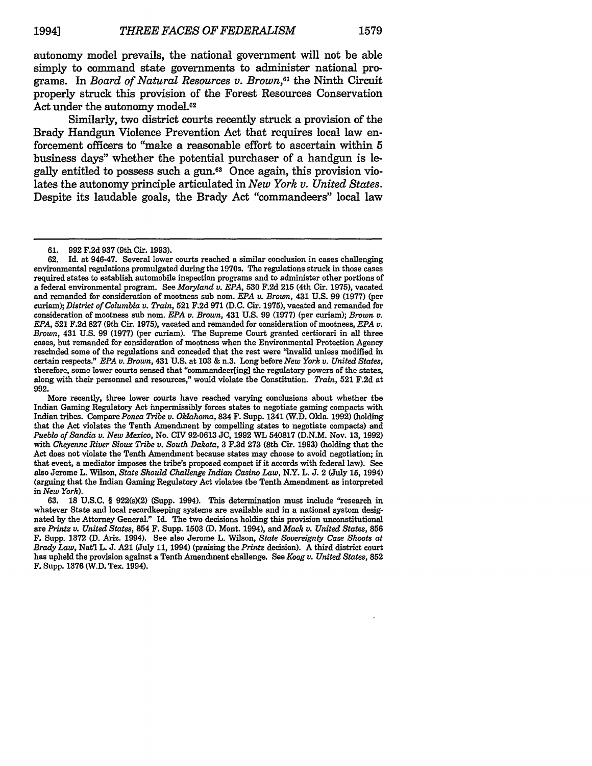autonomy model prevails, the national government will not be able simply to command state governments to administer national programs. In *Board of Natural Resources v. Brown*,[61] the Ninth Circuit properly struck this provision of the Forest Resources Conservation Act under the autonomy model.[62]

Similarly, two district courts recently struck a provision of the Brady Handgun Violence Prevention Act that requires local law enforcement officers to "make a reasonable effort to ascertain within 5 business days" whether the potential purchaser of a handgun is legally entitled to possess such a gun.[63] Once again, this provision violates the autonomy principle articulated in *New York v. United States*. Despite its laudable goals, the Brady Act "commandeers" local law

---

61. 992 F.2d 937 (9th Cir. 1993).

62. Id. at 946-47. Several lower courts reached a similar conclusion in cases challenging environmental regulations promulgated during the 1970s. The regulations struck in those cases required states to establish automobile inspection programs and to administer other portions of a federal environmental program. See *Maryland v. EPA*, 530 F.2d 215 (4th Cir. 1975), vacated and remanded for consideration of mootness sub nom. *EPA v. Brown*, 431 U.S. 99 (1977) (per curiam); *District of Columbia v. Train*, 521 F.2d 971 (D.C. Cir. 1975), vacated and remanded for consideration of mootness sub nom. *EPA v. Brown*, 431 U.S. 99 (1977) (per curiam); *Brown v. EPA*, 521 F.2d 827 (9th Cir. 1975), vacated and remanded for consideration of mootness, *EPA v. Brown*, 431 U.S. 99 (1977) (per curiam). The Supreme Court granted certiorari in all three cases, but remanded for consideration of mootness when the Environmental Protection Agency rescinded some of the regulations and conceded that the rest were "invalid unless modified in certain respects." *EPA v. Brown*, 431 U.S. at 103 & n.3. Long before *New York v. United States*, therefore, some lower courts sensed that "commandeer[ing] the regulatory powers of the states, along with their personnel and resources," would violate the Constitution. *Train*, 521 F.2d at 992.

More recently, three lower courts have reached varying conclusions about whether the Indian Gaming Regulatory Act impermissibly forces states to negotiate gaming compacts with Indian tribes. Compare *Ponca Tribe v. Oklahoma*, 834 F. Supp. 1341 (W.D. Okla. 1992) (holding that the Act violates the Tenth Amendment by compelling states to negotiate compacts) and *Pueblo of Sandia v. New Mexico*, No. CIV 92-0613 JC, 1992 WL 540817 (D.N.M. Nov. 13, 1992) with *Cheyenne River Sioux Tribe v. South Dakota*, 3 F.3d 273 (8th Cir. 1993) (holding that the Act does not violate the Tenth Amendment because states may choose to avoid negotiation; in that event, a mediator imposes the tribe's proposed compact if it accords with federal law). See also Jerome L. Wilson, *State Should Challenge Indian Casino Law*, N.Y. L. J. 2 (July 15, 1994) (arguing that the Indian Gaming Regulatory Act violates the Tenth Amendment as interpreted in *New York*).

63. 18 U.S.C. § 922(s)(2) (Supp. 1994). This determination must include "research in whatever State and local recordkeeping systems are available and in a national system designated by the Attorney General." Id. The two decisions holding this provision unconstitutional are *Printz v. United States*, 854 F. Supp. 1503 (D. Mont. 1994), and *Mack v. United States*, 856 F. Supp. 1372 (D. Ariz. 1994). See also Jerome L. Wilson, *State Sovereignty Case Shoots at Brady Law*, Nat'l L. J. A21 (July 11, 1994) (praising the *Printz* decision). A third district court has upheld the provision against a Tenth Amendment challenge. See *Koog v. United States*, 852 F. Supp. 1376 (W.D. Tex. 1994).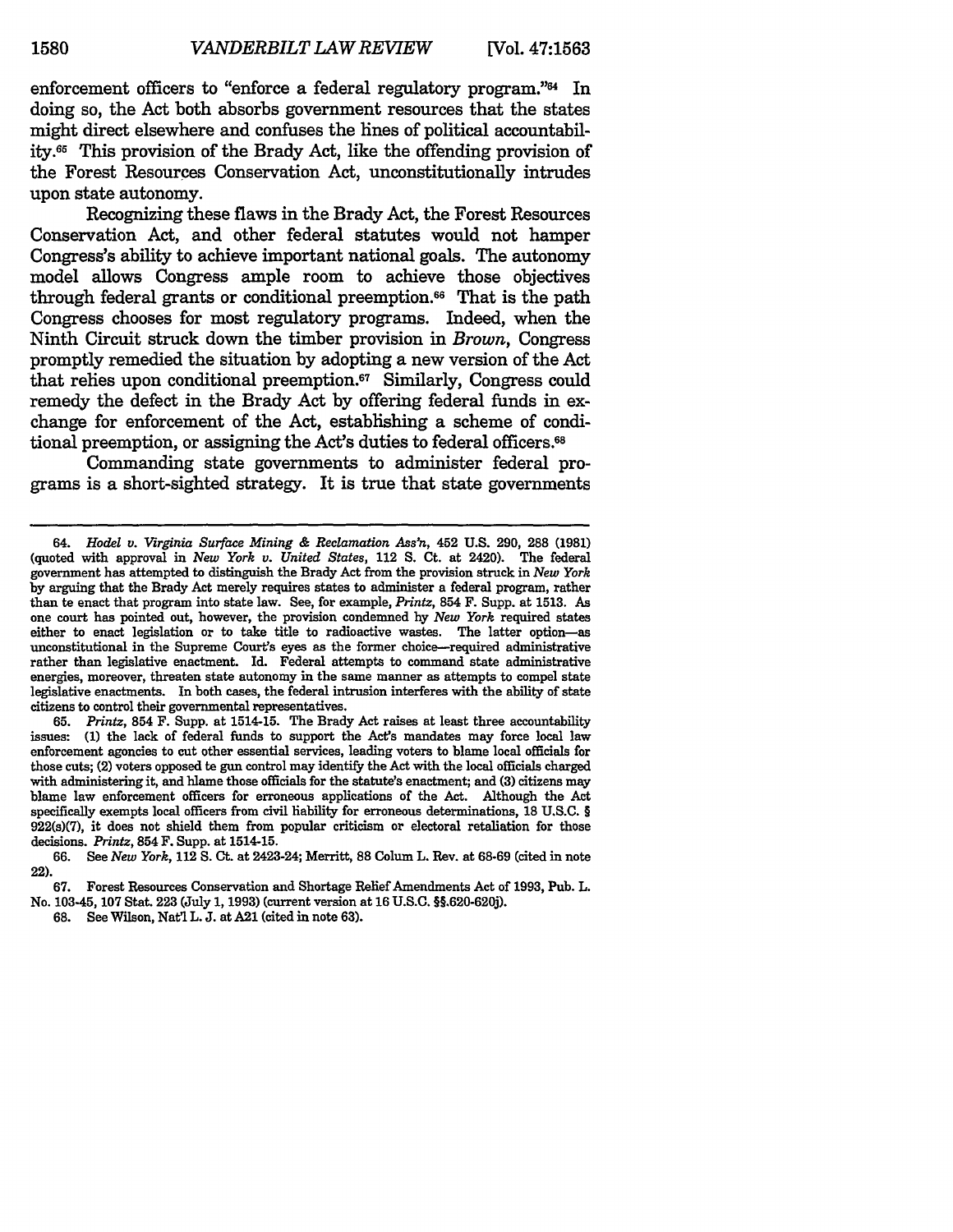enforcement officers to "enforce a federal regulatory program."[64] In doing so, the Act both absorbs government resources that the states might direct elsewhere and confuses the lines of political accountability.[65] This provision of the Brady Act, like the offending provision of the Forest Resources Conservation Act, unconstitutionally intrudes upon state autonomy.

Recognizing these flaws in the Brady Act, the Forest Resources Conservation Act, and other federal statutes would not hamper Congress's ability to achieve important national goals. The autonomy model allows Congress ample room to achieve those objectives through federal grants or conditional preemption.[66] That is the path Congress chooses for most regulatory programs. Indeed, when the Ninth Circuit struck down the timber provision in *Brown*, Congress promptly remedied the situation by adopting a new version of the Act that relies upon conditional preemption.[67] Similarly, Congress could remedy the defect in the Brady Act by offering federal funds in exchange for enforcement of the Act, establishing a scheme of conditional preemption, or assigning the Act's duties to federal officers.[68]

Commanding state governments to administer federal programs is a short-sighted strategy. It is true that state governments

---

64. *Hodel v. Virginia Surface Mining & Reclamation Ass'n*, 452 U.S. 290, 288 (1981) (quoted with approval in *New York v. United States*, 112 S. Ct. at 2420). The federal government has attempted to distinguish the Brady Act from the provision struck in *New York* by arguing that the Brady Act merely requires states to administer a federal program, rather than te enact that program into state law. See, for example, *Printz*, 854 F. Supp. at 1513. As one court has pointed out, however, the provision condemned hy *New York* required states either to enact legislation or to take title to radioactive wastes. The latter option—as unconstitutional in the Supreme Court's eyes as the former choice—required administrative rather than legislative enactment. Id. Federal attempts to command state administrative energies, moreover, threaten state autonomy in the same manner as attempts to compel state legislative enactments. In both cases, the federal intrusion interferes with the ability of state citizens to control their governmental representatives.

65. *Printz*, 854 F. Supp. at 1514-15. The Brady Act raises at least three accountability issues: (1) the lack of federal funds to support the Act's mandates may force local law enforcement agoncies to cut other essential services, leading voters to blame local officials for those cuts; (2) voters opposed te gun control may identify the Act with the local officials charged with administering it, and hlame those officials for the statute's enactment; and (3) citizens may blame law enforcement officers for erroneous applications of the Act. Although the Act specifically exempts local officers from civil liability for erroneous determinations, 18 U.S.C. § 922(s)(7), it does not shield them from popular criticism or electoral retaliation for those decisions. *Printz*, 854 F. Supp. at 1514-15.

66. See *New York*, 112 S. Ct. at 2423-24; Merritt, 88 Colum L. Rev. at 68-69 (cited in note 22).

67. Forest Resources Conservation and Shortage Relief Amendments Act of 1993, Pub. L. No. 103-45, 107 Stat. 223 (July 1, 1993) (current version at 16 U.S.C. §§.620-620j).

68. See Wilson, Nat'l L. J. at A21 (cited in note 63).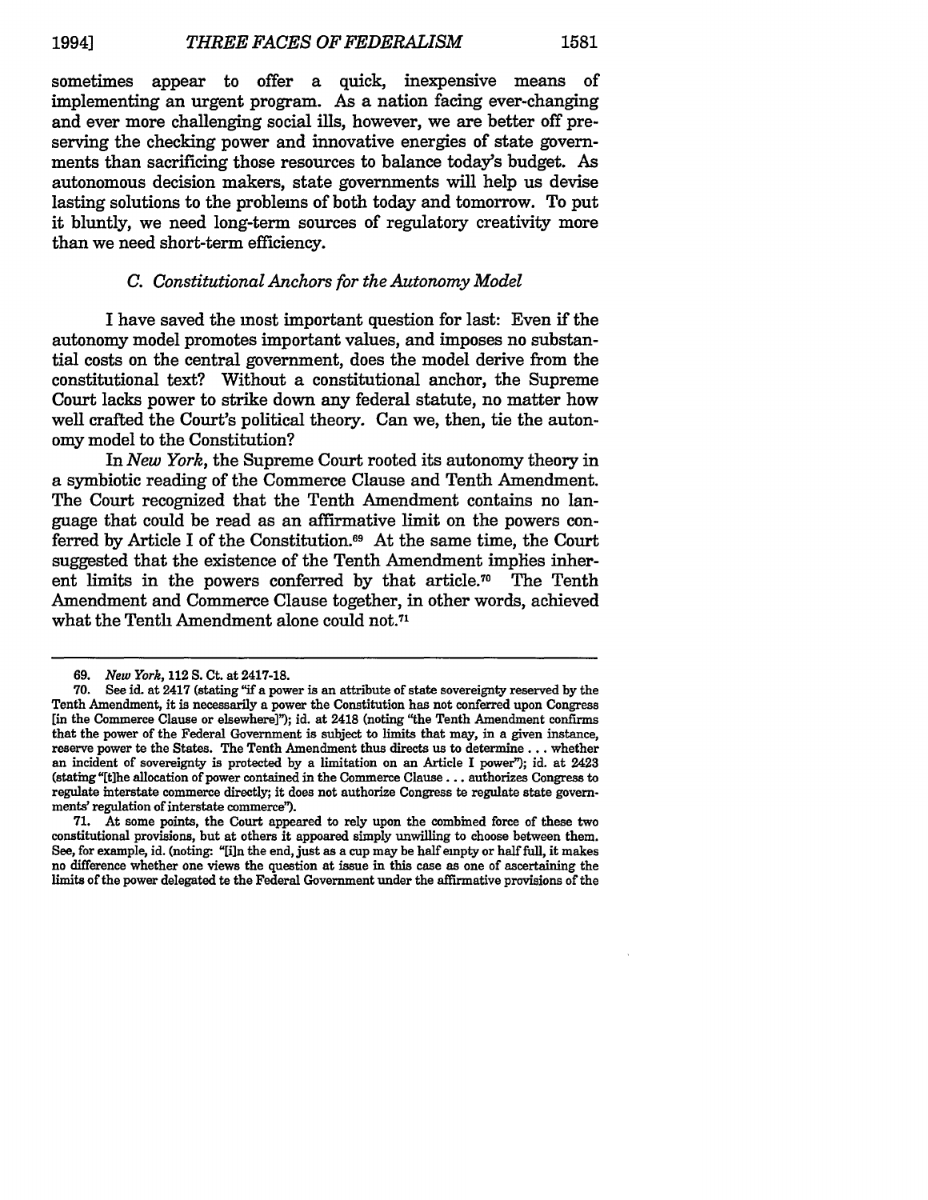sometimes appear to offer a quick, inexpensive means of implementing an urgent program. As a nation facing ever-changing and ever more challenging social ills, however, we are better off preserving the checking power and innovative energies of state governments than sacrificing those resources to balance today's budget. As autonomous decision makers, state governments will help us devise lasting solutions to the problems of both today and tomorrow. To put it bluntly, we need long-term sources of regulatory creativity more than we need short-term efficiency.

### C. *Constitutional Anchors for the Autonomy Model*

I have saved the most important question for last: Even if the autonomy model promotes important values, and imposes no substantial costs on the central government, does the model derive from the constitutional text? Without a constitutional anchor, the Supreme Court lacks power to strike down any federal statute, no matter how well crafted the Court's political theory. Can we, then, tie the autonomy model to the Constitution?

In *New York*, the Supreme Court rooted its autonomy theory in a symbiotic reading of the Commerce Clause and Tenth Amendment. The Court recognized that the Tenth Amendment contains no language that could be read as an affirmative limit on the powers conferred by Article I of the Constitution.[69] At the same time, the Court suggested that the existence of the Tenth Amendment implies inherent limits in the powers conferred by that article.[70] The Tenth Amendment and Commerce Clause together, in other words, achieved what the Tenth Amendment alone could not.[71]

---

69. *New York*, 112 S. Ct. at 2417-18.

70. See id. at 2417 (stating "if a power is an attribute of state sovereignty reserved by the Tenth Amendment, it is necessarily a power the Constitution has not conferred upon Congress [in the Commerce Clause or elsewhere]"); id. at 2418 (noting "the Tenth Amendment confirms that the power of the Federal Government is subject to limits that may, in a given instance, reserve power to the States. The Tenth Amendment thus directs us to determine . . . whether an incident of sovereignty is protected by a limitation on an Article I power"); id. at 2423 (stating "[t]he allocation of power contained in the Commerce Clause . . . authorizes Congress to regulate interstate commerce directly; it does not authorize Congress to regulate state governments' regulation of interstate commerce").

71. At some points, the Court appeared to rely upon the combined force of these two constitutional provisions, but at others it appeared simply unwilling to choose between them. See, for example, id. (noting: "[i]n the end, just as a cup may be half empty or half full, it makes no difference whether one views the question at issue in this case as one of ascertaining the limits of the power delegated to the Federal Government under the affirmative provisions of the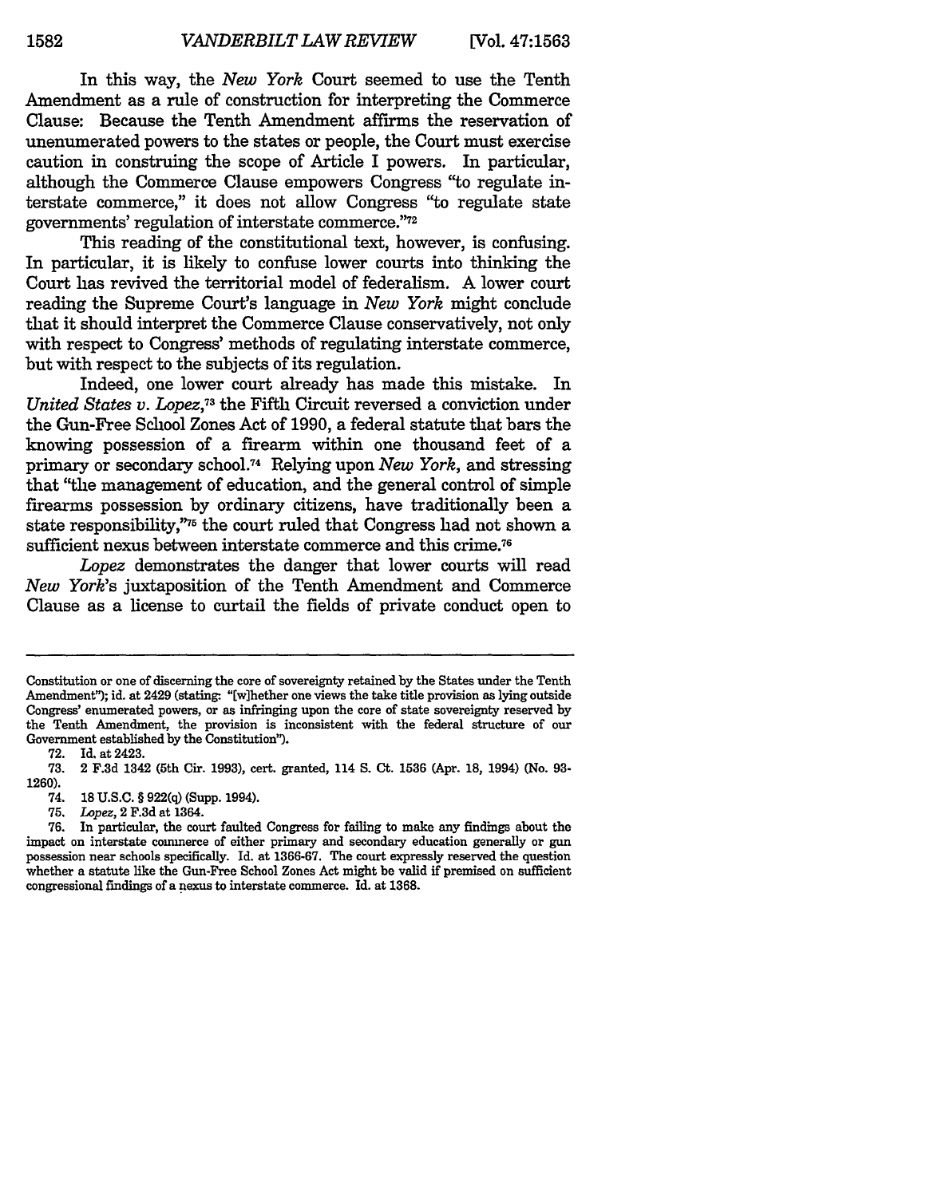In this way, the *New York* Court seemed to use the Tenth Amendment as a rule of construction for interpreting the Commerce Clause: Because the Tenth Amendment affirms the reservation of unenumerated powers to the states or people, the Court must exercise caution in construing the scope of Article I powers. In particular, although the Commerce Clause empowers Congress "to regulate interstate commerce," it does not allow Congress "to regulate state governments' regulation of interstate commerce."[72]

This reading of the constitutional text, however, is confusing. In particular, it is likely to confuse lower courts into thinking the Court has revived the territorial model of federalism. A lower court reading the Supreme Court's language in *New York* might conclude that it should interpret the Commerce Clause conservatively, not only with respect to Congress' methods of regulating interstate commerce, but with respect to the subjects of its regulation.

Indeed, one lower court already has made this mistake. In *United States v. Lopez*,[73] the Fifth Circuit reversed a conviction under the Gun-Free School Zones Act of 1990, a federal statute that bars the knowing possession of a firearm within one thousand feet of a primary or secondary school.[74] Relying upon *New York*, and stressing that "the management of education, and the general control of simple firearms possession by ordinary citizens, have traditionally been a state responsibility,"[75] the court ruled that Congress had not shown a sufficient nexus between interstate commerce and this crime.[76]

*Lopez* demonstrates the danger that lower courts will read *New York*'s juxtaposition of the Tenth Amendment and Commerce Clause as a license to curtail the fields of private conduct open to

---

Constitution or one of discerning the core of sovereignty retained by the States under the Tenth Amendment"); id. at 2429 (stating: "[w]hether one views the take title provision as lying outside Congress' enumerated powers, or as infringing upon the core of state sovereignty reserved by the Tenth Amendment, the provision is inconsistent with the federal structure of our Government established by the Constitution").

72. Id. at 2423.

73. 2 F.3d 1342 (5th Cir. 1993), cert. granted, 114 S. Ct. 1536 (Apr. 18, 1994) (No. 93-1260).

74. 18 U.S.C. § 922(q) (Supp. 1994).

75. *Lopez*, 2 F.3d at 1364.

76. In particular, the court faulted Congress for failing to make any findings about the impact on interstate commerce of either primary and secondary education generally or gun possession near schools specifically. Id. at 1366-67. The court expressly reserved the question whether a statute like the Gun-Free School Zones Act might be valid if premised on sufficient congressional findings of a nexus to interstate commerce. Id. at 1368.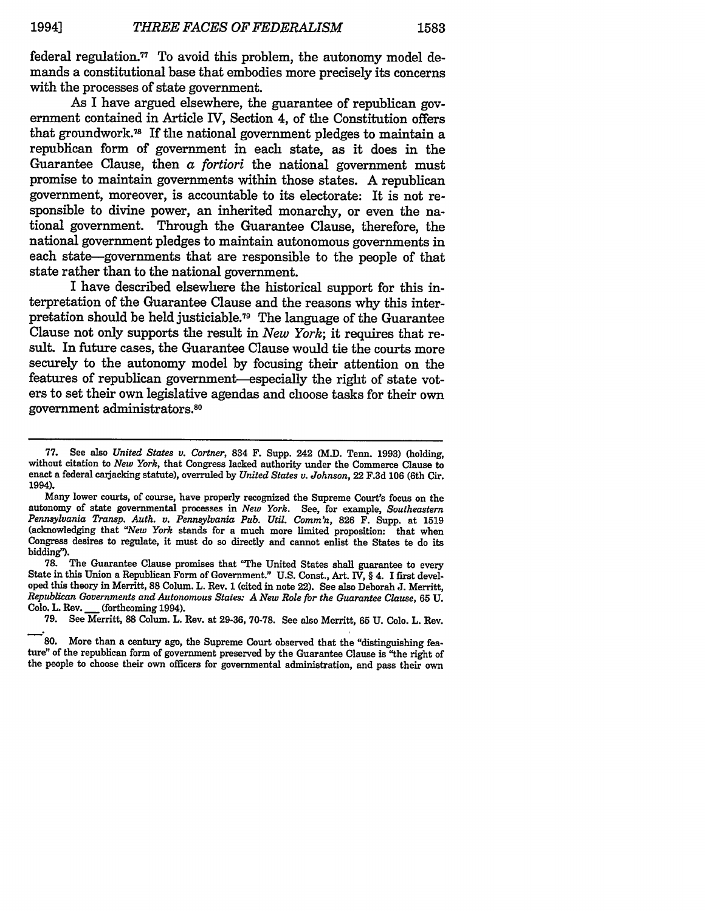federal regulation.[77] To avoid this problem, the autonomy model demands a constitutional base that embodies more precisely its concerns with the processes of state government.

As I have argued elsewhere, the guarantee of republican government contained in Article IV, Section 4, of the Constitution offers that groundwork.[78] If the national government pledges to maintain a republican form of government in each state, as it does in the Guarantee Clause, then *a fortiori* the national government must promise to maintain governments within those states. A republican government, moreover, is accountable to its electorate: It is not responsible to divine power, an inherited monarchy, or even the national government. Through the Guarantee Clause, therefore, the national government pledges to maintain autonomous governments in each state—governments that are responsible to the people of that state rather than to the national government.

I have described elsewhere the historical support for this interpretation of the Guarantee Clause and the reasons why this interpretation should be held justiciable.[79] The language of the Guarantee Clause not only supports the result in *New York*; it requires that result. In future cases, the Guarantee Clause would tie the courts more securely to the autonomy model by focusing their attention on the features of republican government—especially the right of state voters to set their own legislative agendas and choose tasks for their own government administrators.[80]

---

77. See also *United States v. Cortner*, 834 F. Supp. 242 (M.D. Tenn. 1993) (holding, without citation to *New York*, that Congress lacked authority under the Commerce Clause to enact a federal carjacking statute), overruled by *United States v. Johnson*, 22 F.3d 106 (6th Cir. 1994).

Many lower courts, of course, have properly recognized the Supreme Court's focus on the autonomy of state governmental processes in *New York*. See, for example, *Southeastern Pennsylvania Transp. Auth. v. Pennsylvania Pub. Util. Comm'n*, 826 F. Supp. at 1519 (acknowledging that "*New York* stands for a much more limited proposition: that when Congress desires to regulate, it must do so directly and cannot enlist the States to do its bidding").

78. The Guarantee Clause promises that "The United States shall guarantee to every State in this Union a Republican Form of Government." U.S. Const., Art. IV, § 4. I first developed this theory in Merritt, 88 Colum. L. Rev. 1 (cited in note 22). See also Deborah J. Merritt, *Republican Governments and Autonomous States: A New Role for the Guarantee Clause*, 65 U. Colo. L. Rev. ___ (forthcoming 1994).

79. See Merritt, 88 Colum. L. Rev. at 29-36, 70-78. See also Merritt, 65 U. Colo. L. Rev. ___.

80. More than a century ago, the Supreme Court observed that the "distinguishing feature" of the republican form of government preserved by the Guarantee Clause is "the right of the people to choose their own officers for governmental administration, and pass their own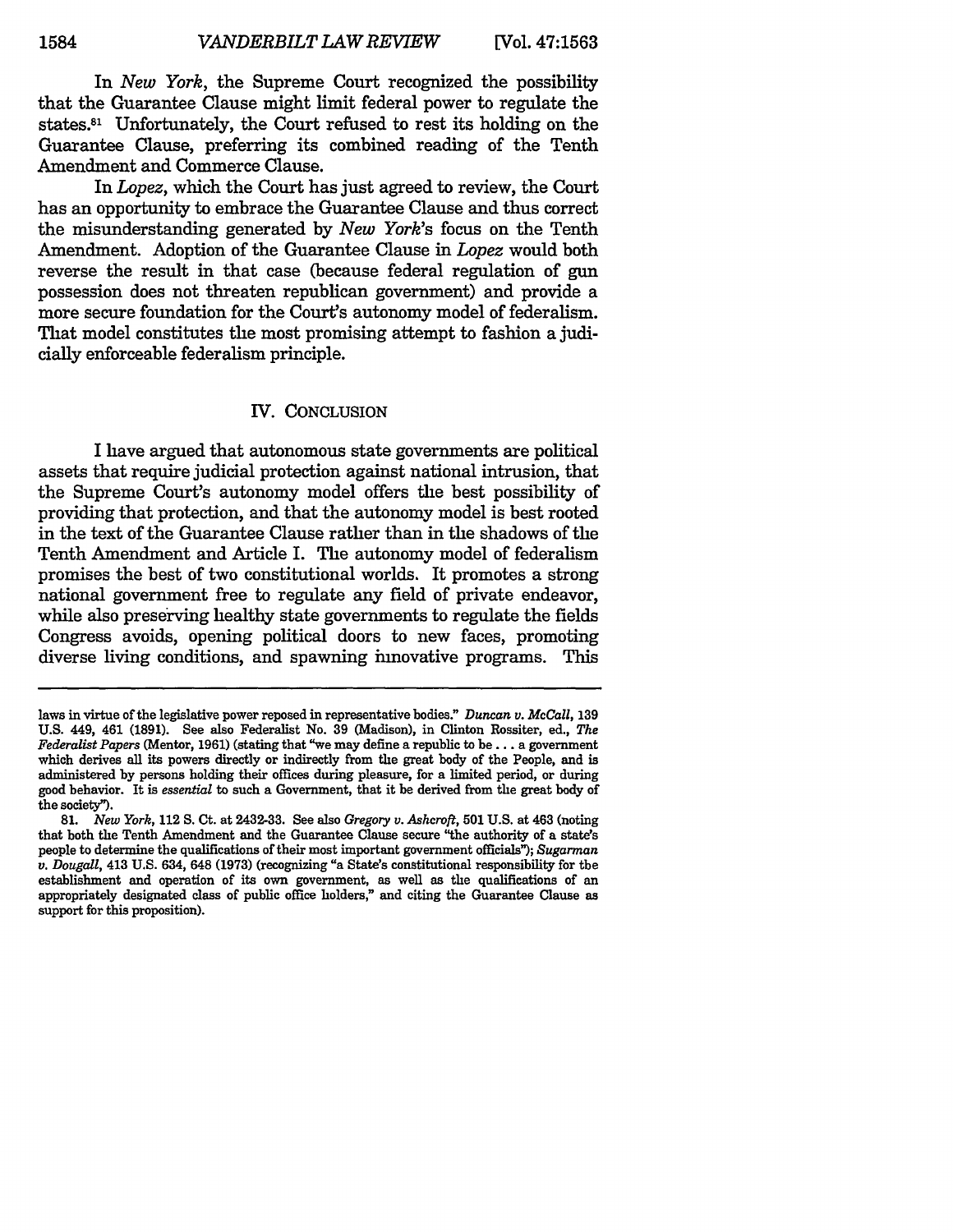In *New York*, the Supreme Court recognized the possibility that the Guarantee Clause might limit federal power to regulate the states.[81] Unfortunately, the Court refused to rest its holding on the Guarantee Clause, preferring its combined reading of the Tenth Amendment and Commerce Clause.

In *Lopez*, which the Court has just agreed to review, the Court has an opportunity to embrace the Guarantee Clause and thus correct the misunderstanding generated by *New York*'s focus on the Tenth Amendment. Adoption of the Guarantee Clause in *Lopez* would both reverse the result in that case (because federal regulation of gun possession does not threaten republican government) and provide a more secure foundation for the Court's autonomy model of federalism. That model constitutes the most promising attempt to fashion a judicially enforceable federalism principle.

## IV. CONCLUSION

I have argued that autonomous state governments are political assets that require judicial protection against national intrusion, that the Supreme Court's autonomy model offers the best possibility of providing that protection, and that the autonomy model is best rooted in the text of the Guarantee Clause rather than in the shadows of the Tenth Amendment and Article I. The autonomy model of federalism promises the best of two constitutional worlds. It promotes a strong national government free to regulate any field of private endeavor, while also preserving healthy state governments to regulate the fields Congress avoids, opening political doors to new faces, promoting diverse living conditions, and spawning innovative programs. This

---

laws in virtue of the legislative power reposed in representative bodies." *Duncan v. McCall*, 139 U.S. 449, 461 (1891). See also Federalist No. 39 (Madison), in Clinton Rossiter, ed., *The Federalist Papers* (Mentor, 1961) (stating that "we may define a republic to be . . . a government which derives all its powers directly or indirectly from the great body of the People, and is administered by persons holding their offices during pleasure, for a limited period, or during good behavior. It is *essential* to such a Government, that it be derived from the great body of the society").

81. *New York*, 112 S. Ct. at 2432-33. See also *Gregory v. Ashcroft*, 501 U.S. at 463 (noting that both the Tenth Amendment and the Guarantee Clause secure "the authority of a state's people to determine the qualifications of their most important government officials"); *Sugarman v. Dougall*, 413 U.S. 634, 648 (1973) (recognizing "a State's constitutional responsibility for the establishment and operation of its own government, as well as the qualifications of an appropriately designated class of public office holders," and citing the Guarantee Clause as support for this proposition).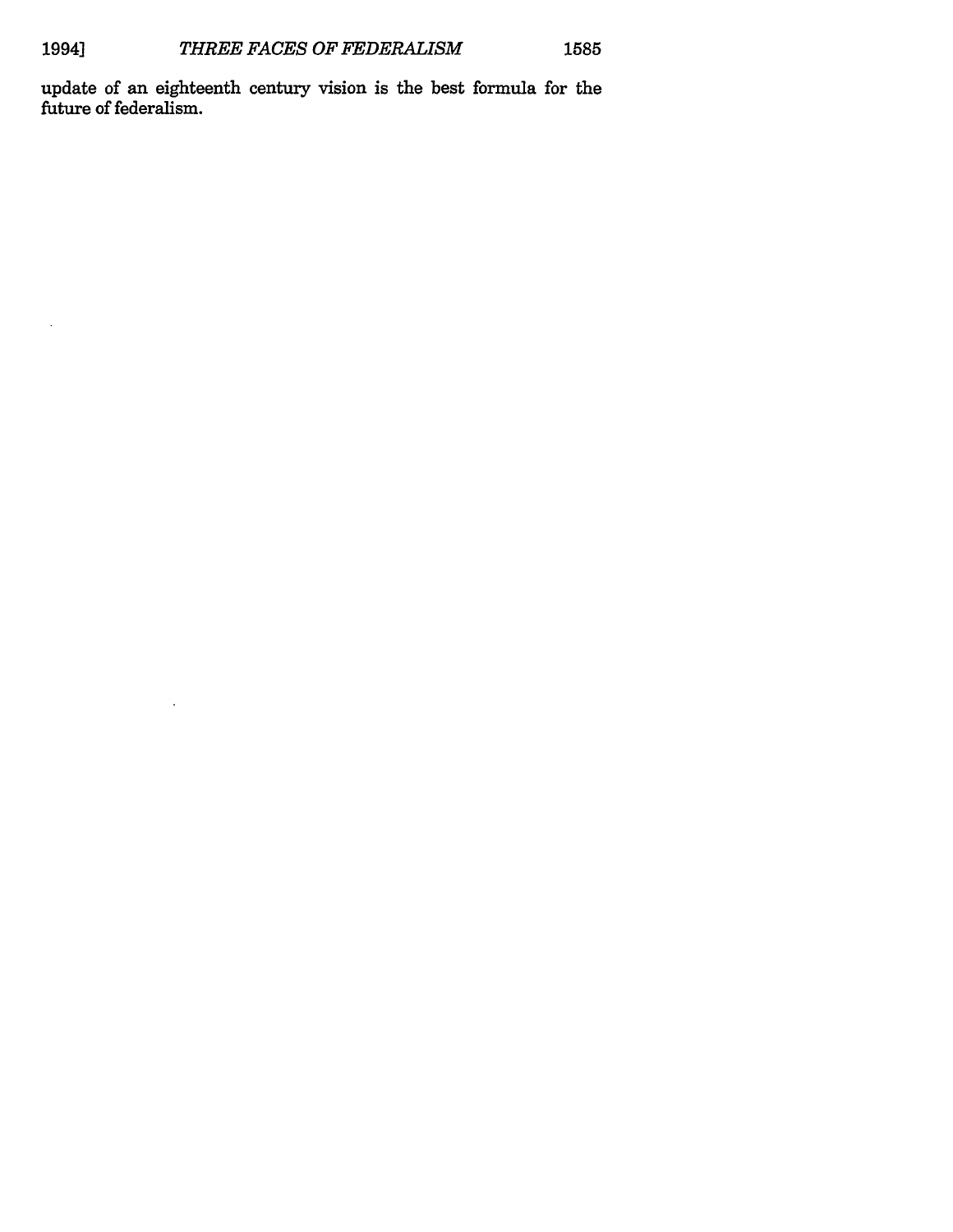update of an eighteenth century vision is the best formula for the future of federalism.